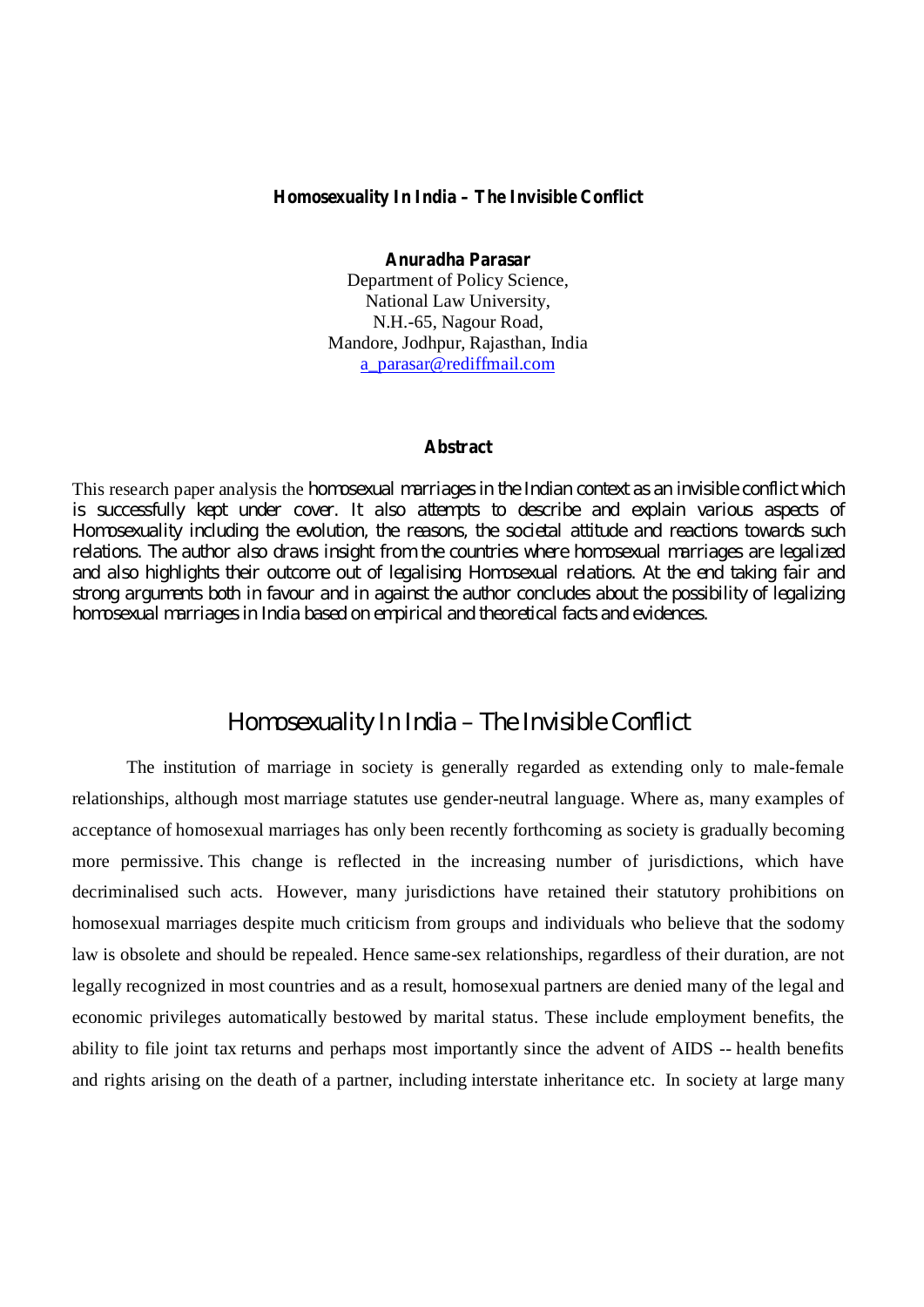**Homosexuality In India – The Invisible Conflict**

**Anuradha Parasar**
Department of Policy Science,
National Law University,
N.H.-65, Nagour Road,
Mandore, Jodhpur, Rajasthan, India
a_parasar@rediffmail.com

**Abstract**

This research paper analysis the homosexual marriages in the Indian context as an invisible conflict which is successfully kept under cover. It also attempts to describe and explain various aspects of Homosexuality including the evolution, the reasons, the societal attitude and reactions towards such relations. The author also draws insight from the countries where homosexual marriages are legalized and also highlights their outcome out of legalising Homosexual relations. At the end taking fair and strong arguments both in favour and in against the author concludes about the possibility of legalizing homosexual marriages in India based on empirical and theoretical facts and evidences.

# Homosexuality In India – The Invisible Conflict

The institution of marriage in society is generally regarded as extending only to male-female relationships, although most marriage statutes use gender-neutral language. Where as, many examples of acceptance of homosexual marriages has only been recently forthcoming as society is gradually becoming more permissive. This change is reflected in the increasing number of jurisdictions, which have decriminalised such acts. However, many jurisdictions have retained their statutory prohibitions on homosexual marriages despite much criticism from groups and individuals who believe that the sodomy law is obsolete and should be repealed. Hence same-sex relationships, regardless of their duration, are not legally recognized in most countries and as a result, homosexual partners are denied many of the legal and economic privileges automatically bestowed by marital status. These include employment benefits, the ability to file joint tax returns and perhaps most importantly since the advent of AIDS -- health benefits and rights arising on the death of a partner, including interstate inheritance etc. In society at large many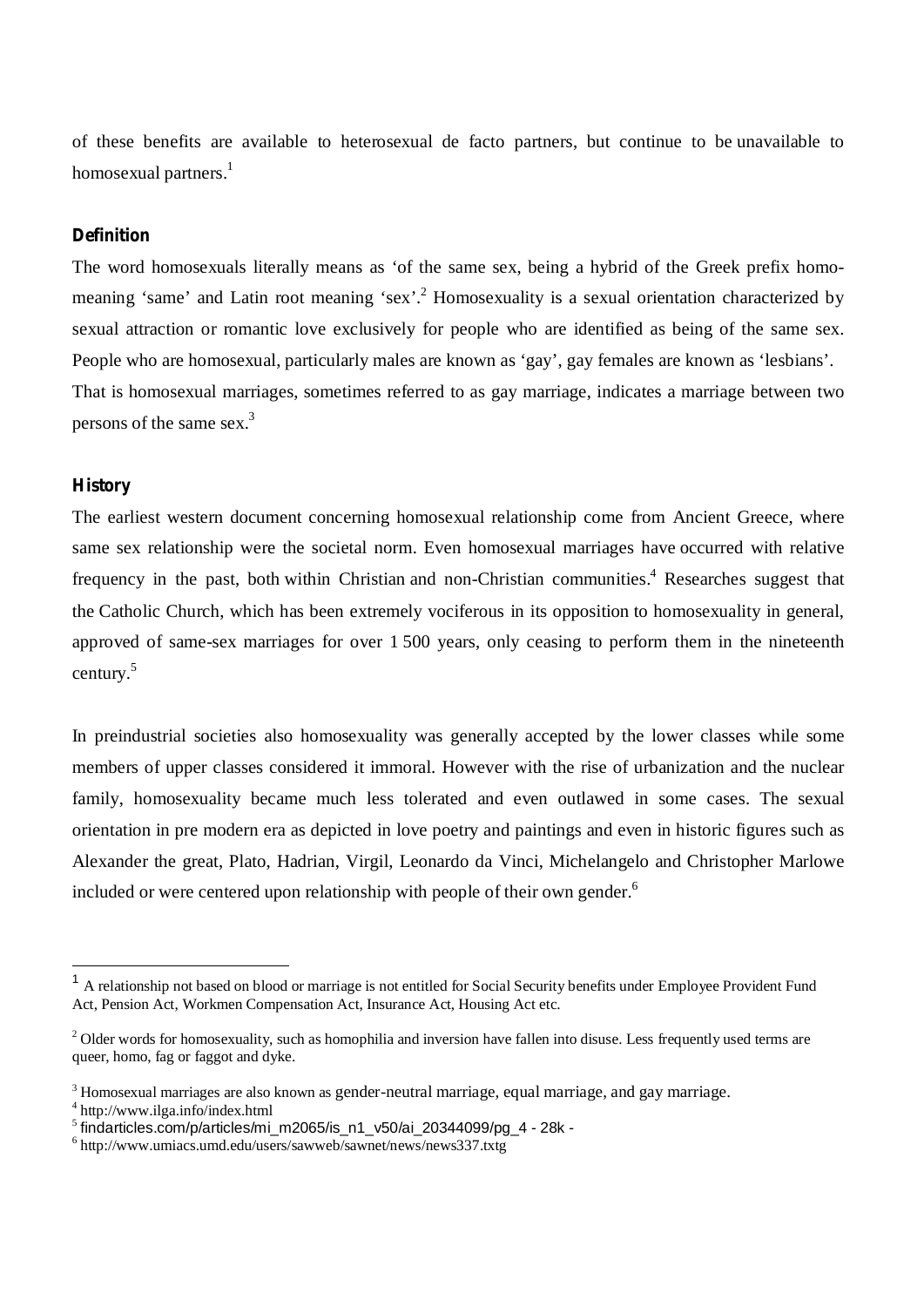of these benefits are available to heterosexual de facto partners, but continue to be unavailable to homosexual partners.[1]

**Definition**

The word homosexuals literally means as 'of the same sex, being a hybrid of the Greek prefix homo- meaning 'same' and Latin root meaning 'sex'.[2] Homosexuality is a sexual orientation characterized by sexual attraction or romantic love exclusively for people who are identified as being of the same sex. People who are homosexual, particularly males are known as 'gay', gay females are known as 'lesbians'. That is homosexual marriages, sometimes referred to as gay marriage, indicates a marriage between two persons of the same sex.[3]

**History**

The earliest western document concerning homosexual relationship come from Ancient Greece, where same sex relationship were the societal norm. Even homosexual marriages have occurred with relative frequency in the past, both within Christian and non-Christian communities.[4] Researches suggest that the Catholic Church, which has been extremely vociferous in its opposition to homosexuality in general, approved of same-sex marriages for over 1 500 years, only ceasing to perform them in the nineteenth century.[5]

In preindustrial societies also homosexuality was generally accepted by the lower classes while some members of upper classes considered it immoral. However with the rise of urbanization and the nuclear family, homosexuality became much less tolerated and even outlawed in some cases. The sexual orientation in pre modern era as depicted in love poetry and paintings and even in historic figures such as Alexander the great, Plato, Hadrian, Virgil, Leonardo da Vinci, Michelangelo and Christopher Marlowe included or were centered upon relationship with people of their own gender.[6]

---

[1] A relationship not based on blood or marriage is not entitled for Social Security benefits under Employee Provident Fund Act, Pension Act, Workmen Compensation Act, Insurance Act, Housing Act etc.

[2] Older words for homosexuality, such as homophilia and inversion have fallen into disuse. Less frequently used terms are queer, homo, fag or faggot and dyke.

[3] Homosexual marriages are also known as gender-neutral marriage, equal marriage, and gay marriage.

[4] http://www.ilga.info/index.html

[5] findarticles.com/p/articles/mi_m2065/is_n1_v50/ai_20344099/pg_4 - 28k -

[6] http://www.umiacs.umd.edu/users/sawweb/sawnet/news/news337.txtg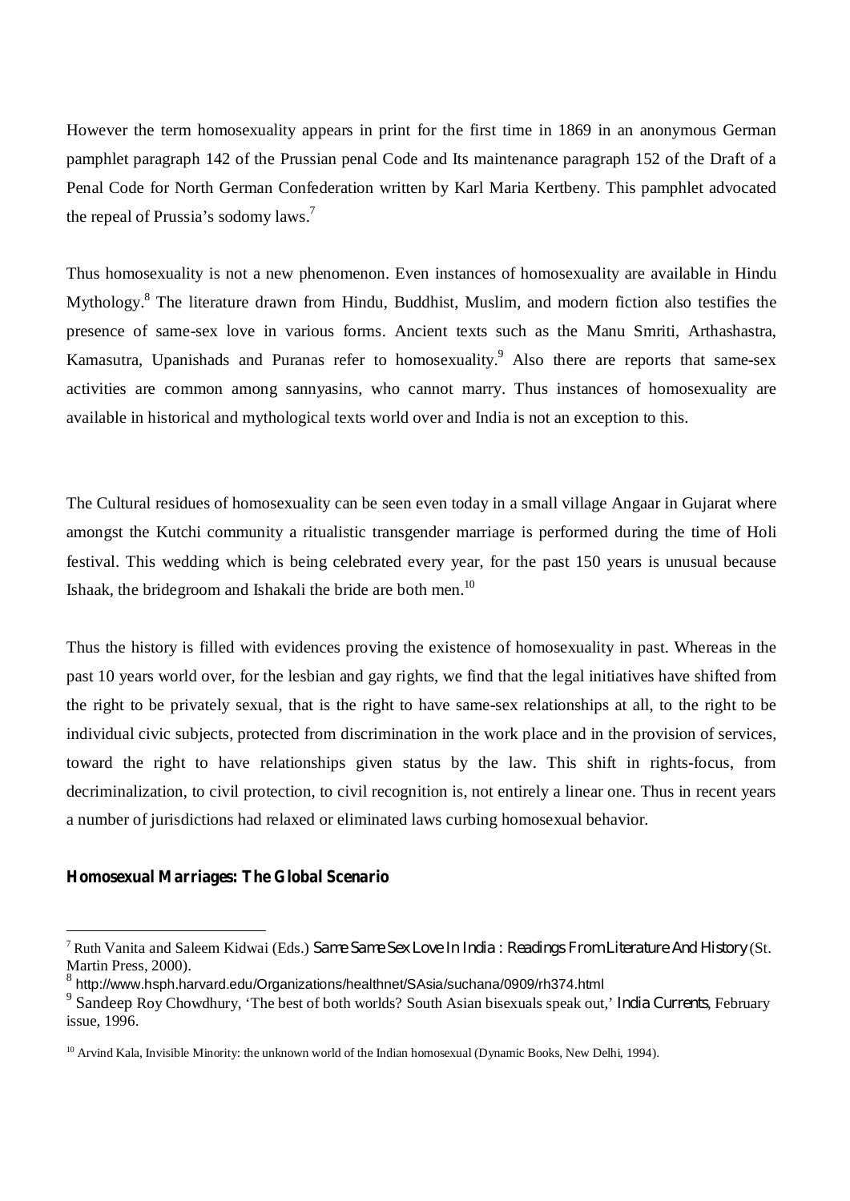However the term homosexuality appears in print for the first time in 1869 in an anonymous German pamphlet paragraph 142 of the Prussian penal Code and Its maintenance paragraph 152 of the Draft of a Penal Code for North German Confederation written by Karl Maria Kertbeny. This pamphlet advocated the repeal of Prussia's sodomy laws.[7]

Thus homosexuality is not a new phenomenon. Even instances of homosexuality are available in Hindu Mythology.[8] The literature drawn from Hindu, Buddhist, Muslim, and modern fiction also testifies the presence of same-sex love in various forms. Ancient texts such as the Manu Smriti, Arthashastra, Kamasutra, Upanishads and Puranas refer to homosexuality.[9] Also there are reports that same-sex activities are common among sannyasins, who cannot marry. Thus instances of homosexuality are available in historical and mythological texts world over and India is not an exception to this.

The Cultural residues of homosexuality can be seen even today in a small village Angaar in Gujarat where amongst the Kutchi community a ritualistic transgender marriage is performed during the time of Holi festival. This wedding which is being celebrated every year, for the past 150 years is unusual because Ishaak, the bridegroom and Ishakali the bride are both men.[10]

Thus the history is filled with evidences proving the existence of homosexuality in past. Whereas in the past 10 years world over, for the lesbian and gay rights, we find that the legal initiatives have shifted from the right to be privately sexual, that is the right to have same-sex relationships at all, to the right to be individual civic subjects, protected from discrimination in the work place and in the provision of services, toward the right to have relationships given status by the law. This shift in rights-focus, from decriminalization, to civil protection, to civil recognition is, not entirely a linear one. Thus in recent years a number of jurisdictions had relaxed or eliminated laws curbing homosexual behavior.

**Homosexual Marriages: The Global Scenario**

---

[7] Ruth Vanita and Saleem Kidwai (Eds.) *Same Same Sex Love In India : Readings From Literature And History* (St. Martin Press, 2000).

[8] http://www.hsph.harvard.edu/Organizations/healthnet/SAsia/suchana/0909/rh374.html

[9] Sandeep Roy Chowdhury, 'The best of both worlds? South Asian bisexuals speak out,' *India Currents*, February issue, 1996.

[10] Arvind Kala, Invisible Minority: the unknown world of the Indian homosexual (Dynamic Books, New Delhi, 1994).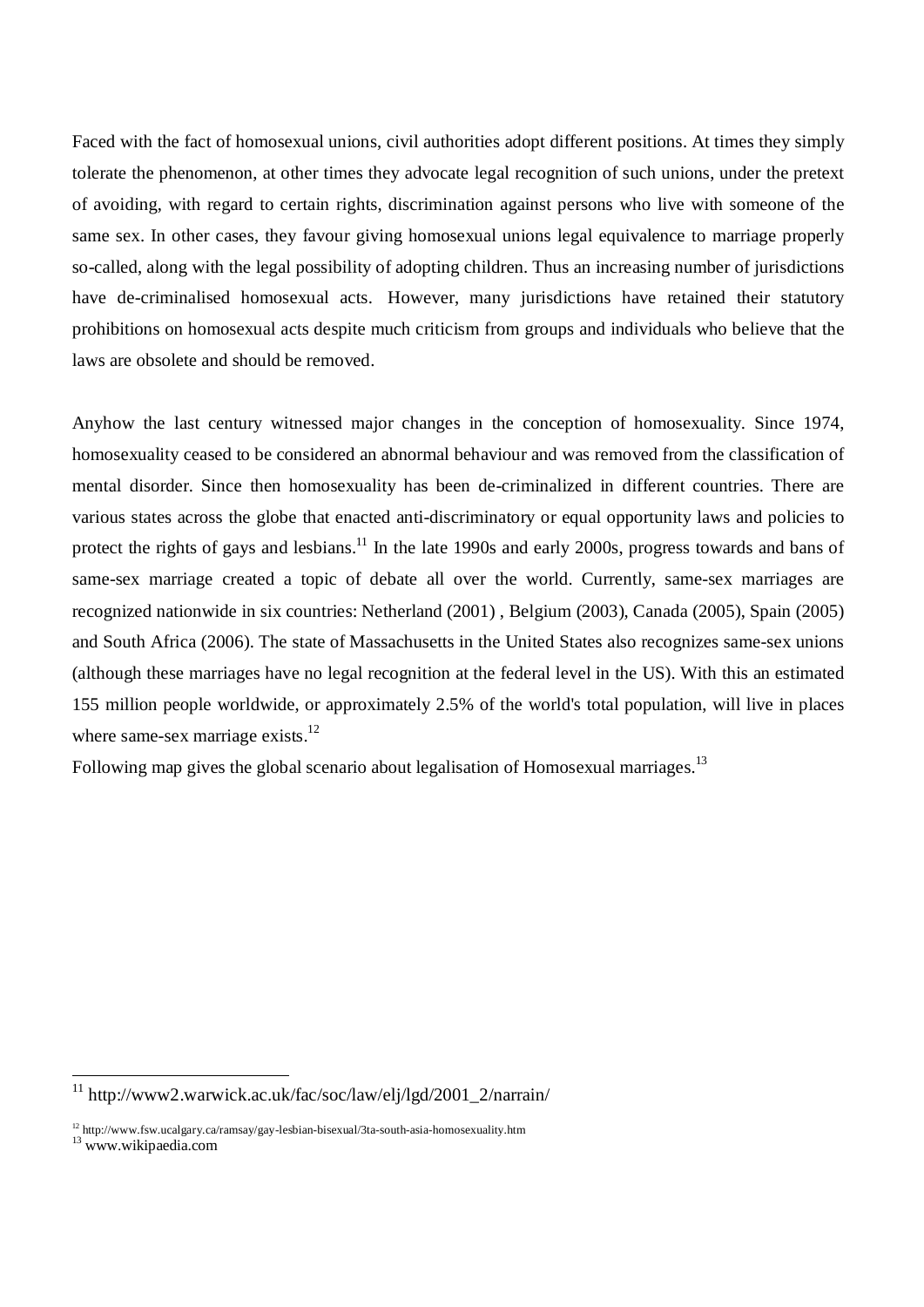Faced with the fact of homosexual unions, civil authorities adopt different positions. At times they simply tolerate the phenomenon, at other times they advocate legal recognition of such unions, under the pretext of avoiding, with regard to certain rights, discrimination against persons who live with someone of the same sex. In other cases, they favour giving homosexual unions legal equivalence to marriage properly so-called, along with the legal possibility of adopting children. Thus an increasing number of jurisdictions have de-criminalised homosexual acts. However, many jurisdictions have retained their statutory prohibitions on homosexual acts despite much criticism from groups and individuals who believe that the laws are obsolete and should be removed.

Anyhow the last century witnessed major changes in the conception of homosexuality. Since 1974, homosexuality ceased to be considered an abnormal behaviour and was removed from the classification of mental disorder. Since then homosexuality has been de-criminalized in different countries. There are various states across the globe that enacted anti-discriminatory or equal opportunity laws and policies to protect the rights of gays and lesbians.[11] In the late 1990s and early 2000s, progress towards and bans of same-sex marriage created a topic of debate all over the world. Currently, same-sex marriages are recognized nationwide in six countries: Netherland (2001) , Belgium (2003), Canada (2005), Spain (2005) and South Africa (2006). The state of Massachusetts in the United States also recognizes same-sex unions (although these marriages have no legal recognition at the federal level in the US). With this an estimated 155 million people worldwide, or approximately 2.5% of the world's total population, will live in places where same-sex marriage exists.[12]

Following map gives the global scenario about legalisation of Homosexual marriages.[13]

---

[11] http://www2.warwick.ac.uk/fac/soc/law/elj/lgd/2001_2/narrain/

[12] http://www.fsw.ucalgary.ca/ramsay/gay-lesbian-bisexual/3ta-south-asia-homosexuality.htm

[13] www.wikipaedia.com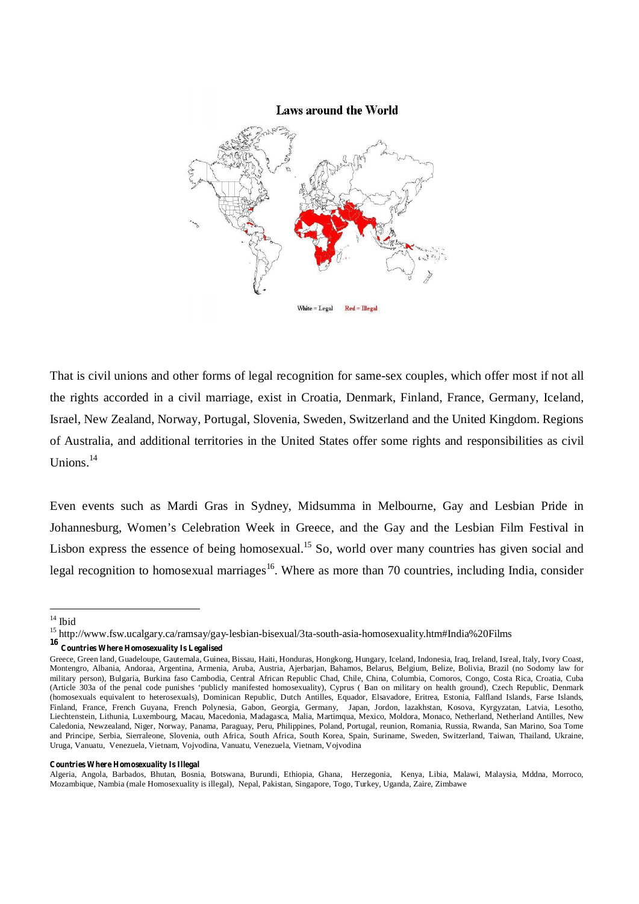Laws around the World

White = Legal Red = Illegal

That is civil unions and other forms of legal recognition for same-sex couples, which offer most if not all the rights accorded in a civil marriage, exist in Croatia, Denmark, Finland, France, Germany, Iceland, Israel, New Zealand, Norway, Portugal, Slovenia, Sweden, Switzerland and the United Kingdom. Regions of Australia, and additional territories in the United States offer some rights and responsibilities as civil Unions.[14]

Even events such as Mardi Gras in Sydney, Midsumma in Melbourne, Gay and Lesbian Pride in Johannesburg, Women's Celebration Week in Greece, and the Gay and the Lesbian Film Festival in Lisbon express the essence of being homosexual.[15] So, world over many countries has given social and legal recognition to homosexual marriages[16]. Where as more than 70 countries, including India, consider

---

[14] Ibid

[15] http://www.fsw.ucalgary.ca/ramsay/gay-lesbian-bisexual/3ta-south-asia-homosexuality.htm#India%20Films

[16] **Countries Where Homosexuality Is Legalised**

Greece, Green land, Guadeloupe, Gautemala, Guinea, Bissau, Haiti, Honduras, Hongkong, Hungary, Iceland, Indonesia, Iraq, Ireland, Isreal, Italy, Ivory Coast, Montengro, Albania, Andoraa, Argentina, Armenia, Aruba, Austria, Ajerbarjan, Bahamos, Belarus, Belgium, Belize, Bolivia, Brazil (no Sodomy law for military person), Bulgaria, Burkina faso Cambodia, Central African Republic Chad, Chile, China, Columbia, Comoros, Congo, Costa Rica, Croatia, Cuba (Article 303a of the penal code punishes 'publicly manifested homosexuality), Cyprus ( Ban on military on health ground), Czech Republic, Denmark (homosexuals equivalent to heterosexuals), Dominican Republic, Dutch Antilles, Equador, Elsavadore, Eritrea, Estonia, Falfland Islands, Farse Islands, Finland, France, French Guyana, French Polynesia, Gabon, Georgia, Germany, Japan, Jordon, lazakhstan, Kosova, Kyrgyzatan, Latvia, Lesotho, Liechtenstein, Lithunia, Luxembourg, Macau, Macedonia, Madagasca, Malia, Martimqua, Mexico, Moldora, Monaco, Netherland, Netherland Antilles, New Caledonia, Newzealand, Niger, Norway, Panama, Paraguay, Peru, Philippines, Poland, Portugal, reunion, Romania, Russia, Rwanda, San Marino, Soa Tome and Principe, Serbia, Sierraleone, Slovenia, outh Africa, South Africa, South Korea, Spain, Suriname, Sweden, Switzerland, Taiwan, Thailand, Ukraine, Uruga, Vanuatu, Venezuela, Vietnam, Vojvodina, Vanuatu, Venezuela, Vietnam, Vojvodina

**Countries Where Homosexuality Is Illegal**

Algeria, Angola, Barbados, Bhutan, Bosnia, Botswana, Burundi, Ethiopia, Ghana, Herzegonia, Kenya, Libia, Malawi, Malaysia, Mddna, Morroco, Mozambique, Nambia (male Homosexuality is illegal), Nepal, Pakistan, Singapore, Togo, Turkey, Uganda, Zaire, Zimbawe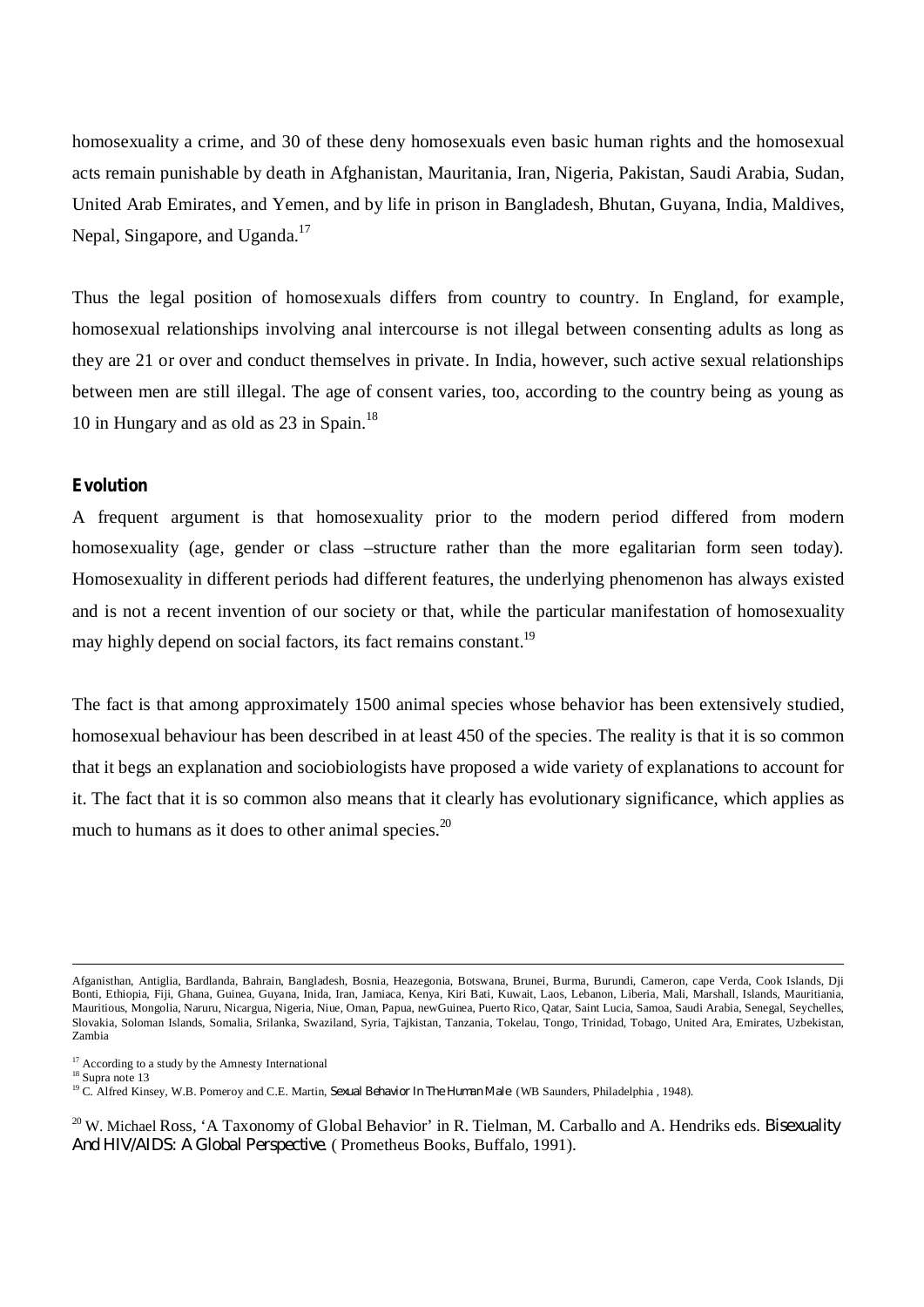homosexuality a crime, and 30 of these deny homosexuals even basic human rights and the homosexual acts remain punishable by death in Afghanistan, Mauritania, Iran, Nigeria, Pakistan, Saudi Arabia, Sudan, United Arab Emirates, and Yemen, and by life in prison in Bangladesh, Bhutan, Guyana, India, Maldives, Nepal, Singapore, and Uganda.[17]

Thus the legal position of homosexuals differs from country to country. In England, for example, homosexual relationships involving anal intercourse is not illegal between consenting adults as long as they are 21 or over and conduct themselves in private. In India, however, such active sexual relationships between men are still illegal. The age of consent varies, too, according to the country being as young as 10 in Hungary and as old as 23 in Spain.[18]

**Evolution**

A frequent argument is that homosexuality prior to the modern period differed from modern homosexuality (age, gender or class –structure rather than the more egalitarian form seen today). Homosexuality in different periods had different features, the underlying phenomenon has always existed and is not a recent invention of our society or that, while the particular manifestation of homosexuality may highly depend on social factors, its fact remains constant.[19]

The fact is that among approximately 1500 animal species whose behavior has been extensively studied, homosexual behaviour has been described in at least 450 of the species. The reality is that it is so common that it begs an explanation and sociobiologists have proposed a wide variety of explanations to account for it. The fact that it is so common also means that it clearly has evolutionary significance, which applies as much to humans as it does to other animal species.[20]

---

Afganisthan, Antiglia, Bardlanda, Bahrain, Bangladesh, Bosnia, Heazegonia, Botswana, Brunei, Burma, Burundi, Cameron, cape Verda, Cook Islands, Dji Bonti, Ethiopia, Fiji, Ghana, Guinea, Guyana, Inida, Iran, Jamiaca, Kenya, Kiri Bati, Kuwait, Laos, Lebanon, Liberia, Mali, Marshall, Islands, Mauritiania, Mauritious, Mongolia, Naruru, Nicargua, Nigeria, Niue, Oman, Papua, newGuinea, Puerto Rico, Qatar, Saint Lucia, Samoa, Saudi Arabia, Senegal, Seychelles, Slovakia, Soloman Islands, Somalia, Srilanka, Swaziland, Syria, Tajkistan, Tanzania, Tokelau, Tongo, Trinidad, Tobago, United Ara, Emirates, Uzbekistan, Zambia

[17] According to a study by the Amnesty International

[18] Supra note 13

[19] C. Alfred Kinsey, W.B. Pomeroy and C.E. Martin, *Sexual Behavior In The Human Male* (WB Saunders, Philadelphia , 1948).

[20] W. Michael Ross, 'A Taxonomy of Global Behavior' in R. Tielman, M. Carballo and A. Hendriks eds. *Bisexuality And HIV/AIDS: A Global Perspective.* ( Prometheus Books, Buffalo, 1991).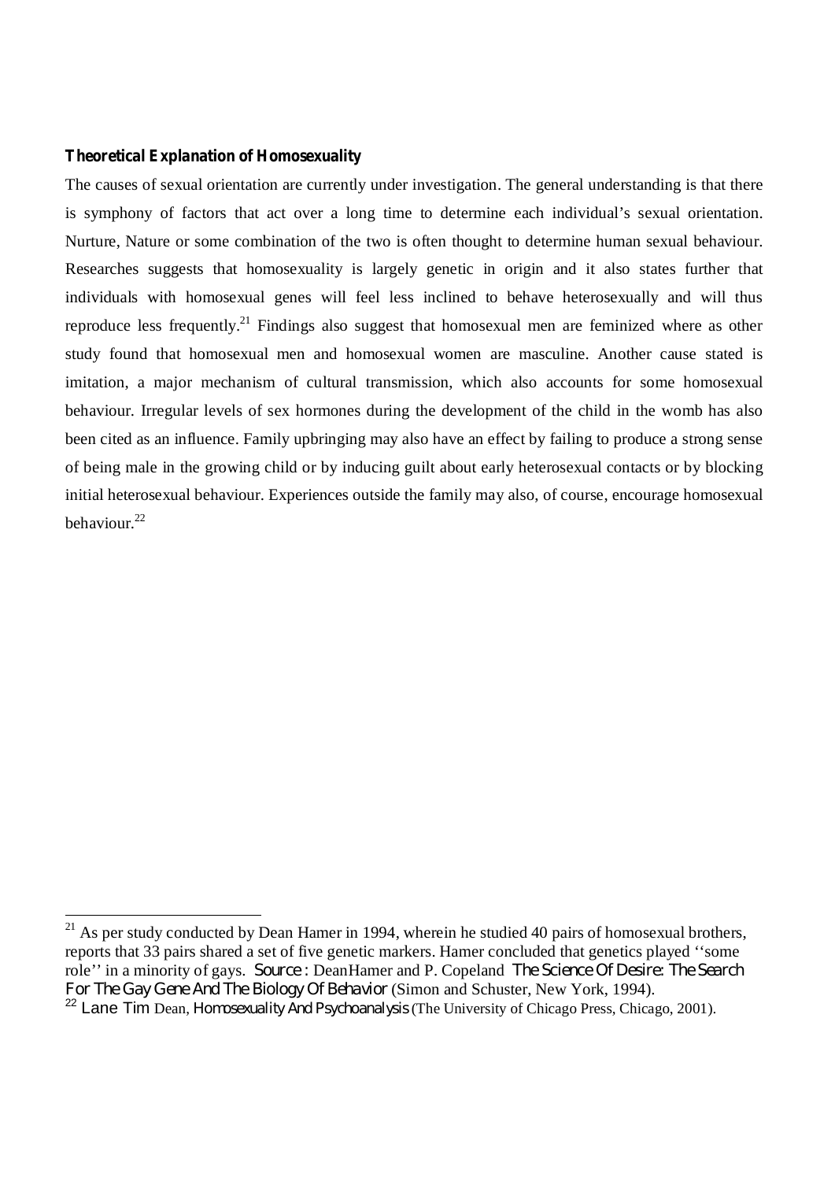**Theoretical Explanation of Homosexuality**

The causes of sexual orientation are currently under investigation. The general understanding is that there is symphony of factors that act over a long time to determine each individual's sexual orientation. Nurture, Nature or some combination of the two is often thought to determine human sexual behaviour. Researches suggests that homosexuality is largely genetic in origin and it also states further that individuals with homosexual genes will feel less inclined to behave heterosexually and will thus reproduce less frequently.[21] Findings also suggest that homosexual men are feminized where as other study found that homosexual men and homosexual women are masculine. Another cause stated is imitation, a major mechanism of cultural transmission, which also accounts for some homosexual behaviour. Irregular levels of sex hormones during the development of the child in the womb has also been cited as an influence. Family upbringing may also have an effect by failing to produce a strong sense of being male in the growing child or by inducing guilt about early heterosexual contacts or by blocking initial heterosexual behaviour. Experiences outside the family may also, of course, encourage homosexual behaviour.[22]

---

[21] As per study conducted by Dean Hamer in 1994, wherein he studied 40 pairs of homosexual brothers, reports that 33 pairs shared a set of five genetic markers. Hamer concluded that genetics played ''some role'' in a minority of gays. Source : DeanHamer and P. Copeland *The Science Of Desire: The Search For The Gay Gene And The Biology Of Behavior* (Simon and Schuster, New York, 1994).

[22] Lane Tim Dean, *Homosexuality And Psychoanalysis* (The University of Chicago Press, Chicago, 2001).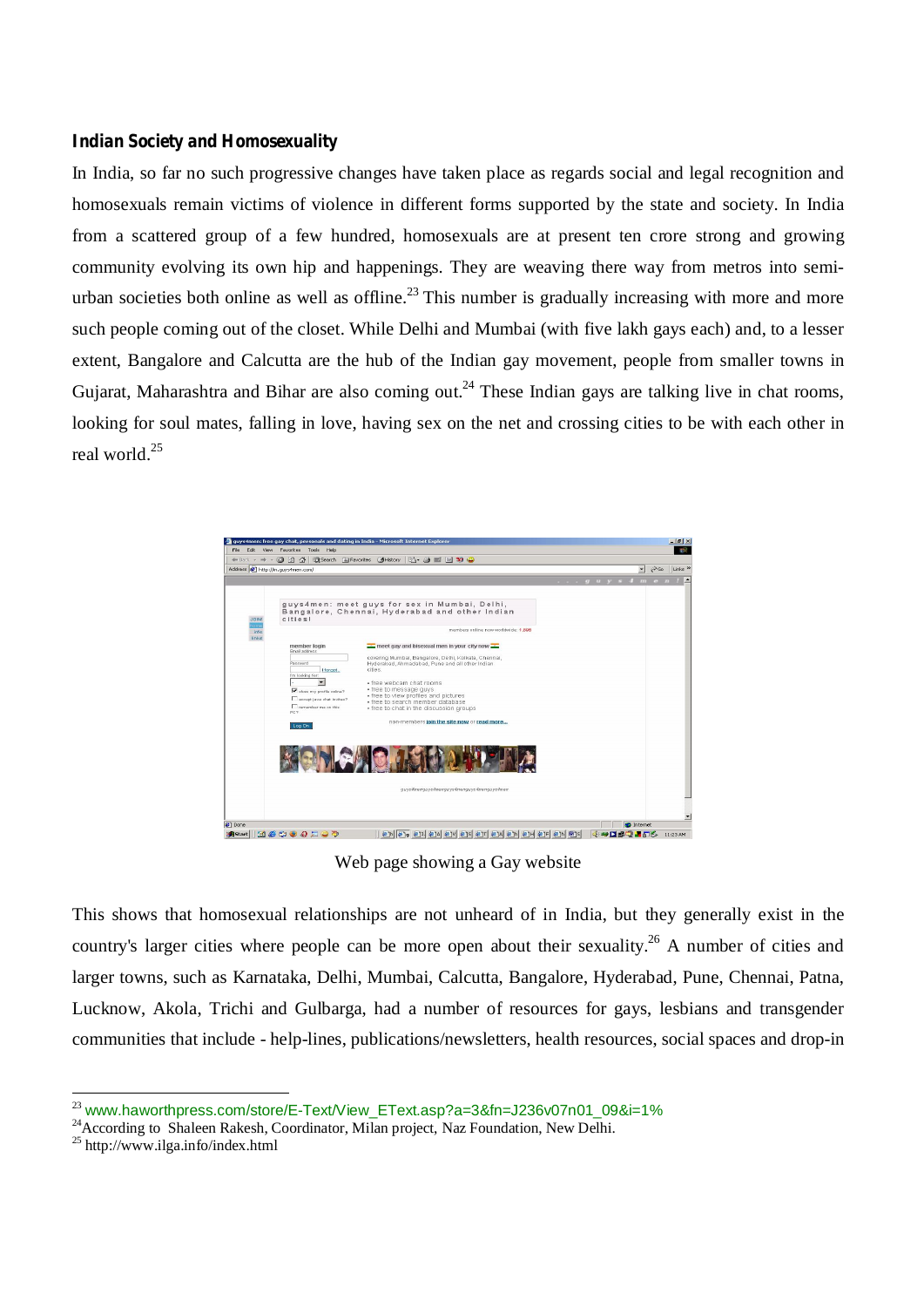### Indian Society and Homosexuality

In India, so far no such progressive changes have taken place as regards social and legal recognition and homosexuals remain victims of violence in different forms supported by the state and society. In India from a scattered group of a few hundred, homosexuals are at present ten crore strong and growing community evolving its own hip and happenings. They are weaving there way from metros into semi-urban societies both online as well as offline.[23] This number is gradually increasing with more and more such people coming out of the closet. While Delhi and Mumbai (with five lakh gays each) and, to a lesser extent, Bangalore and Calcutta are the hub of the Indian gay movement, people from smaller towns in Gujarat, Maharashtra and Bihar are also coming out.[24] These Indian gays are talking live in chat rooms, looking for soul mates, falling in love, having sex on the net and crossing cities to be with each other in real world.[25]

Web page showing a Gay website

This shows that homosexual relationships are not unheard of in India, but they generally exist in the country's larger cities where people can be more open about their sexuality.[26] A number of cities and larger towns, such as Karnataka, Delhi, Mumbai, Calcutta, Bangalore, Hyderabad, Pune, Chennai, Patna, Lucknow, Akola, Trichi and Gulbarga, had a number of resources for gays, lesbians and transgender communities that include - help-lines, publications/newsletters, health resources, social spaces and drop-in

---

[23] www.haworthpress.com/store/E-Text/View_EText.asp?a=3&fn=J236v07n01_09&i=1%

[24] According to Shaleen Rakesh, Coordinator, Milan project, Naz Foundation, New Delhi.

[25] http://www.ilga.info/index.html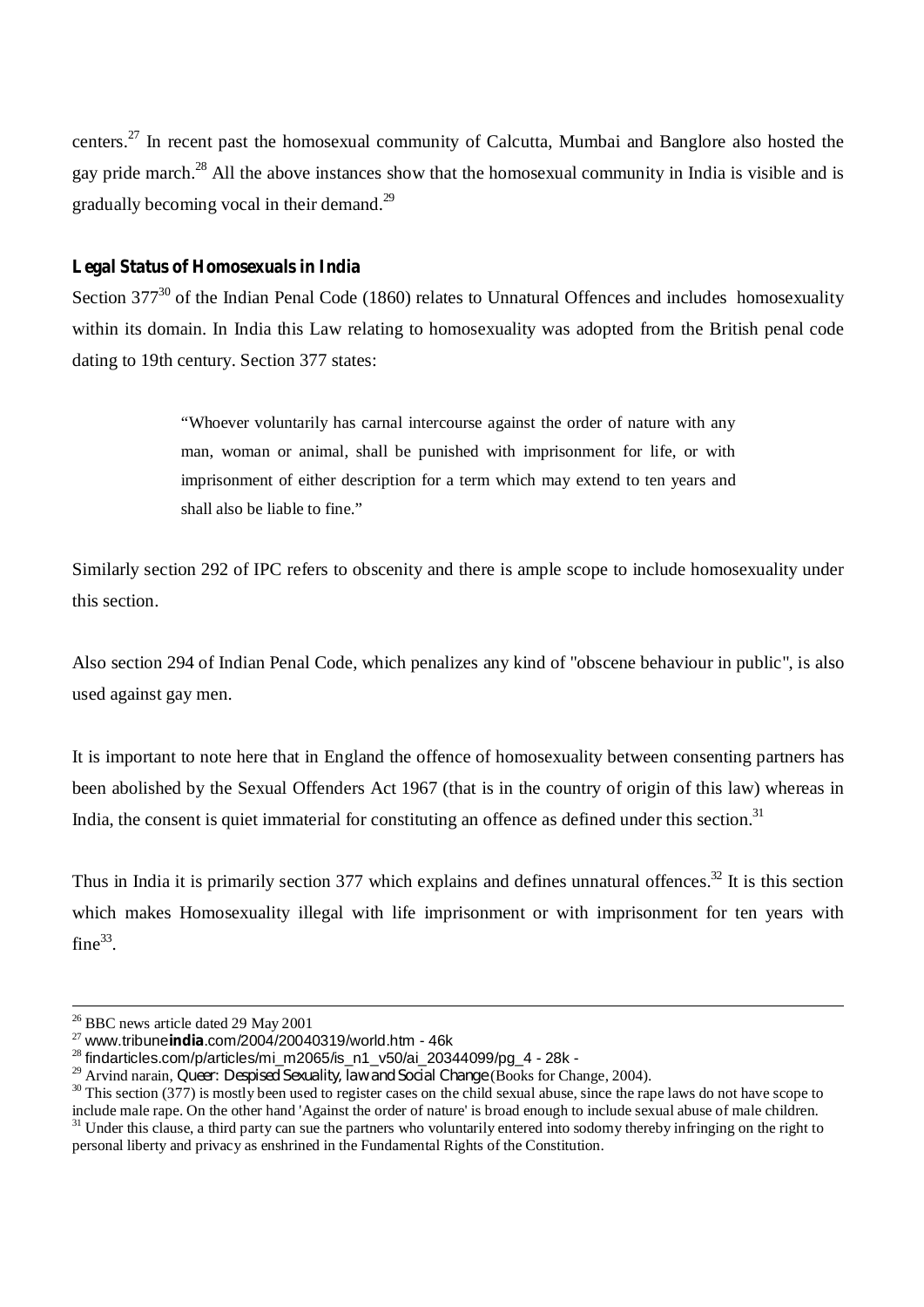centers.[27] In recent past the homosexual community of Calcutta, Mumbai and Banglore also hosted the gay pride march.[28] All the above instances show that the homosexual community in India is visible and is gradually becoming vocal in their demand.[29]

**Legal Status of Homosexuals in India**

Section 377[30] of the Indian Penal Code (1860) relates to Unnatural Offences and includes homosexuality within its domain. In India this Law relating to homosexuality was adopted from the British penal code dating to 19th century. Section 377 states:

> "Whoever voluntarily has carnal intercourse against the order of nature with any man, woman or animal, shall be punished with imprisonment for life, or with imprisonment of either description for a term which may extend to ten years and shall also be liable to fine."

Similarly section 292 of IPC refers to obscenity and there is ample scope to include homosexuality under this section.

Also section 294 of Indian Penal Code, which penalizes any kind of "obscene behaviour in public", is also used against gay men.

It is important to note here that in England the offence of homosexuality between consenting partners has been abolished by the Sexual Offenders Act 1967 (that is in the country of origin of this law) whereas in India, the consent is quiet immaterial for constituting an offence as defined under this section.[31]

Thus in India it is primarily section 377 which explains and defines unnatural offences.[32] It is this section which makes Homosexuality illegal with life imprisonment or with imprisonment for ten years with fine[33].

---

[26] BBC news article dated 29 May 2001

[27] www.tribune**india**.com/2004/20040319/world.htm - 46k

[28] findarticles.com/p/articles/mi_m2065/is_n1_v50/ai_20344099/pg_4 - 28k -

[29] Arvind narain, *Queer: Despised Sexuality, law and Social Change* (Books for Change, 2004).

[30] This section (377) is mostly been used to register cases on the child sexual abuse, since the rape laws do not have scope to include male rape. On the other hand 'Against the order of nature' is broad enough to include sexual abuse of male children.

[31] Under this clause, a third party can sue the partners who voluntarily entered into sodomy thereby infringing on the right to personal liberty and privacy as enshrined in the Fundamental Rights of the Constitution.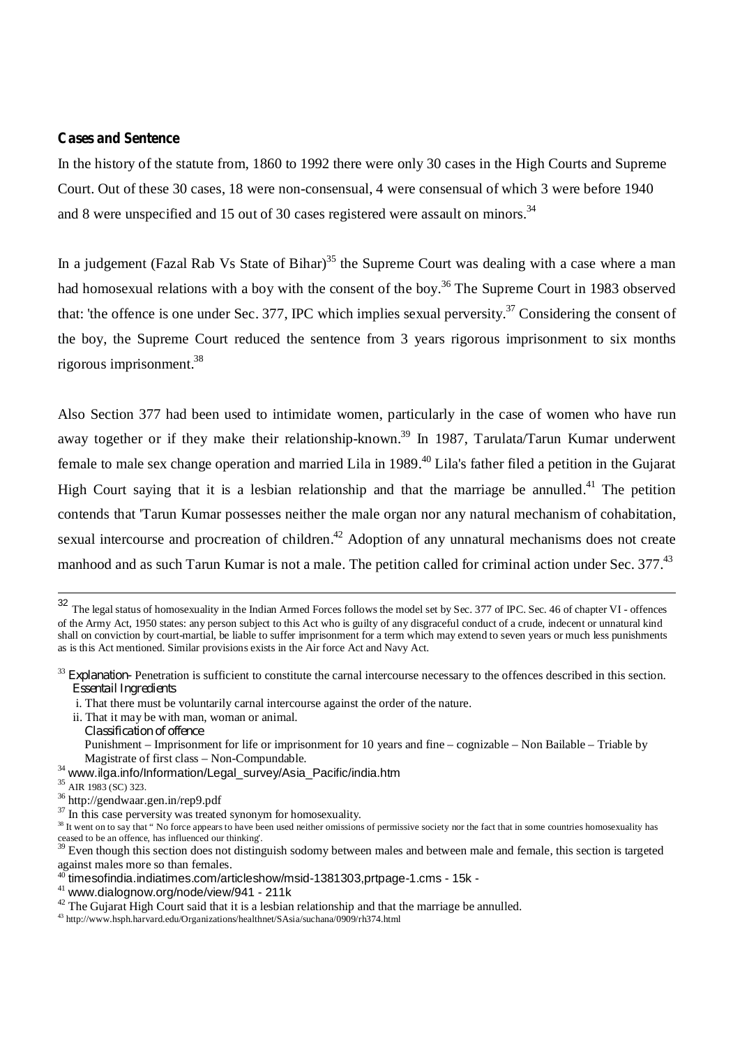### Cases and Sentence

In the history of the statute from, 1860 to 1992 there were only 30 cases in the High Courts and Supreme Court. Out of these 30 cases, 18 were non-consensual, 4 were consensual of which 3 were before 1940 and 8 were unspecified and 15 out of 30 cases registered were assault on minors.[34]

In a judgement (Fazal Rab Vs State of Bihar)[35] the Supreme Court was dealing with a case where a man had homosexual relations with a boy with the consent of the boy.[36] The Supreme Court in 1983 observed that: 'the offence is one under Sec. 377, IPC which implies sexual perversity.[37] Considering the consent of the boy, the Supreme Court reduced the sentence from 3 years rigorous imprisonment to six months rigorous imprisonment.[38]

Also Section 377 had been used to intimidate women, particularly in the case of women who have run away together or if they make their relationship-known.[39] In 1987, Tarulata/Tarun Kumar underwent female to male sex change operation and married Lila in 1989.[40] Lila's father filed a petition in the Gujarat High Court saying that it is a lesbian relationship and that the marriage be annulled.[41] The petition contends that 'Tarun Kumar possesses neither the male organ nor any natural mechanism of cohabitation, sexual intercourse and procreation of children.[42] Adoption of any unnatural mechanisms does not create manhood and as such Tarun Kumar is not a male. The petition called for criminal action under Sec. 377.[43]

---

[32] The legal status of homosexuality in the Indian Armed Forces follows the model set by Sec. 377 of IPC. Sec. 46 of chapter VI - offences of the Army Act, 1950 states: any person subject to this Act who is guilty of any disgraceful conduct of a crude, indecent or unnatural kind shall on conviction by court-martial, be liable to suffer imprisonment for a term which may extend to seven years or much less punishments as is this Act mentioned. Similar provisions exists in the Air force Act and Navy Act.

[33] *Explanation*- Penetration is sufficient to constitute the carnal intercourse necessary to the offences described in this section.
*Essentail Ingredients*

i. That there must be voluntarily carnal intercourse against the order of the nature.
ii. That it may be with man, woman or animal.

*Classification of offence*
Punishment – Imprisonment for life or imprisonment for 10 years and fine – cognizable – Non Bailable – Triable by Magistrate of first class – Non-Compundable.

[34] www.ilga.info/Information/Legal_survey/Asia_Pacific/india.htm

[35] AIR 1983 (SC) 323.

[36] http://gendwaar.gen.in/rep9.pdf

[37] In this case perversity was treated synonym for homosexuality.

[38] It went on to say that " No force appears to have been used neither omissions of permissive society nor the fact that in some countries homosexuality has ceased to be an offence, has influenced our thinking'.

[39] Even though this section does not distinguish sodomy between males and between male and female, this section is targeted against males more so than females.

[40] timesofindia.indiatimes.com/articleshow/msid-1381303,prtpage-1.cms - 15k -

[41] www.dialognow.org/node/view/941 - 211k

[42] The Gujarat High Court said that it is a lesbian relationship and that the marriage be annulled.

[43] http://www.hsph.harvard.edu/Organizations/healthnet/SAsia/suchana/0909/rh374.html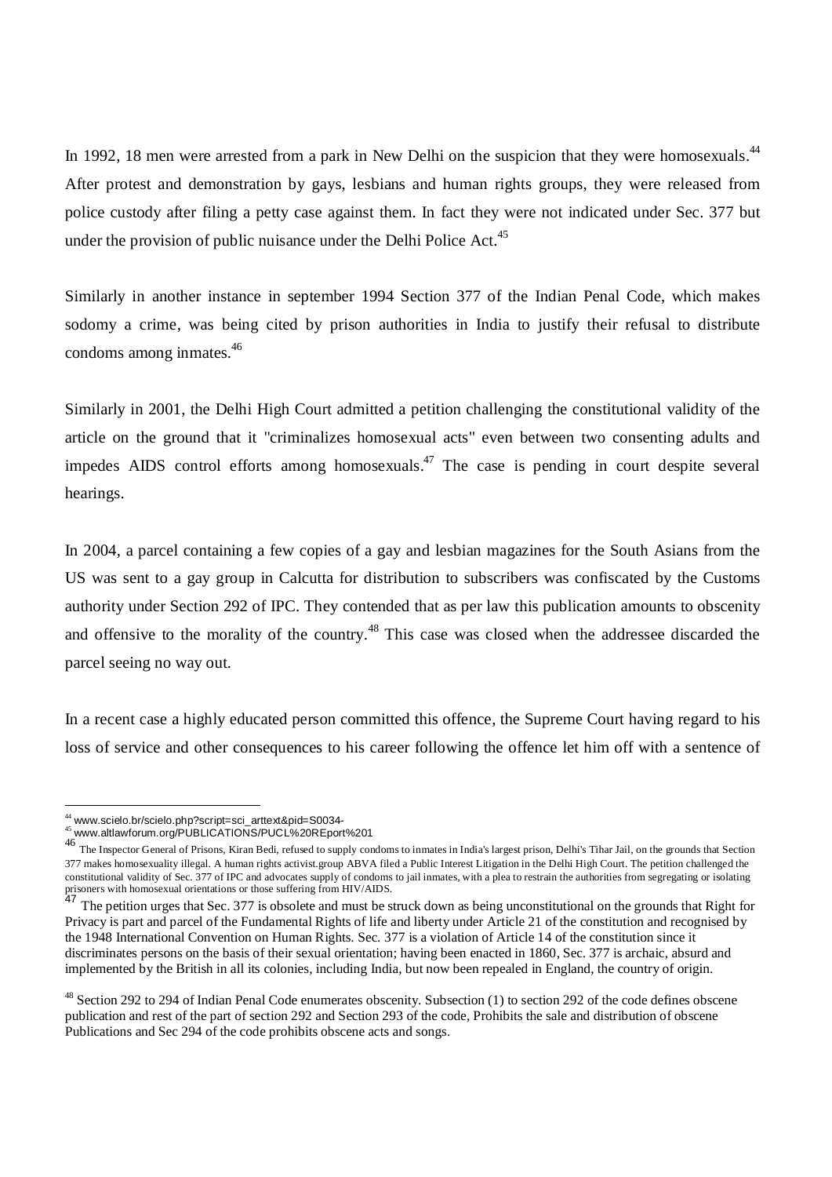In 1992, 18 men were arrested from a park in New Delhi on the suspicion that they were homosexuals.[44] After protest and demonstration by gays, lesbians and human rights groups, they were released from police custody after filing a petty case against them. In fact they were not indicated under Sec. 377 but under the provision of public nuisance under the Delhi Police Act.[45]

Similarly in another instance in september 1994 Section 377 of the Indian Penal Code, which makes sodomy a crime, was being cited by prison authorities in India to justify their refusal to distribute condoms among inmates.[46]

Similarly in 2001, the Delhi High Court admitted a petition challenging the constitutional validity of the article on the ground that it "criminalizes homosexual acts" even between two consenting adults and impedes AIDS control efforts among homosexuals.[47] The case is pending in court despite several hearings.

In 2004, a parcel containing a few copies of a gay and lesbian magazines for the South Asians from the US was sent to a gay group in Calcutta for distribution to subscribers was confiscated by the Customs authority under Section 292 of IPC. They contended that as per law this publication amounts to obscenity and offensive to the morality of the country.[48] This case was closed when the addressee discarded the parcel seeing no way out.

In a recent case a highly educated person committed this offence, the Supreme Court having regard to his loss of service and other consequences to his career following the offence let him off with a sentence of

---

[44] www.scielo.br/scielo.php?script=sci_arttext&pid=S0034-

[45] www.altlawforum.org/PUBLICATIONS/PUCL%20REport%201

[46] The Inspector General of Prisons, Kiran Bedi, refused to supply condoms to inmates in India's largest prison, Delhi's Tihar Jail, on the grounds that Section 377 makes homosexuality illegal. A human rights activist.group ABVA filed a Public Interest Litigation in the Delhi High Court. The petition challenged the constitutional validity of Sec. 377 of IPC and advocates supply of condoms to jail inmates, with a plea to restrain the authorities from segregating or isolating prisoners with homosexual orientations or those suffering from HIV/AIDS.

[47] The petition urges that Sec. 377 is obsolete and must be struck down as being unconstitutional on the grounds that Right for Privacy is part and parcel of the Fundamental Rights of life and liberty under Article 21 of the constitution and recognised by the 1948 International Convention on Human Rights. Sec. 377 is a violation of Article 14 of the constitution since it discriminates persons on the basis of their sexual orientation; having been enacted in 1860, Sec. 377 is archaic, absurd and implemented by the British in all its colonies, including India, but now been repealed in England, the country of origin.

[48] Section 292 to 294 of Indian Penal Code enumerates obscenity. Subsection (1) to section 292 of the code defines obscene publication and rest of the part of section 292 and Section 293 of the code, Prohibits the sale and distribution of obscene Publications and Sec 294 of the code prohibits obscene acts and songs.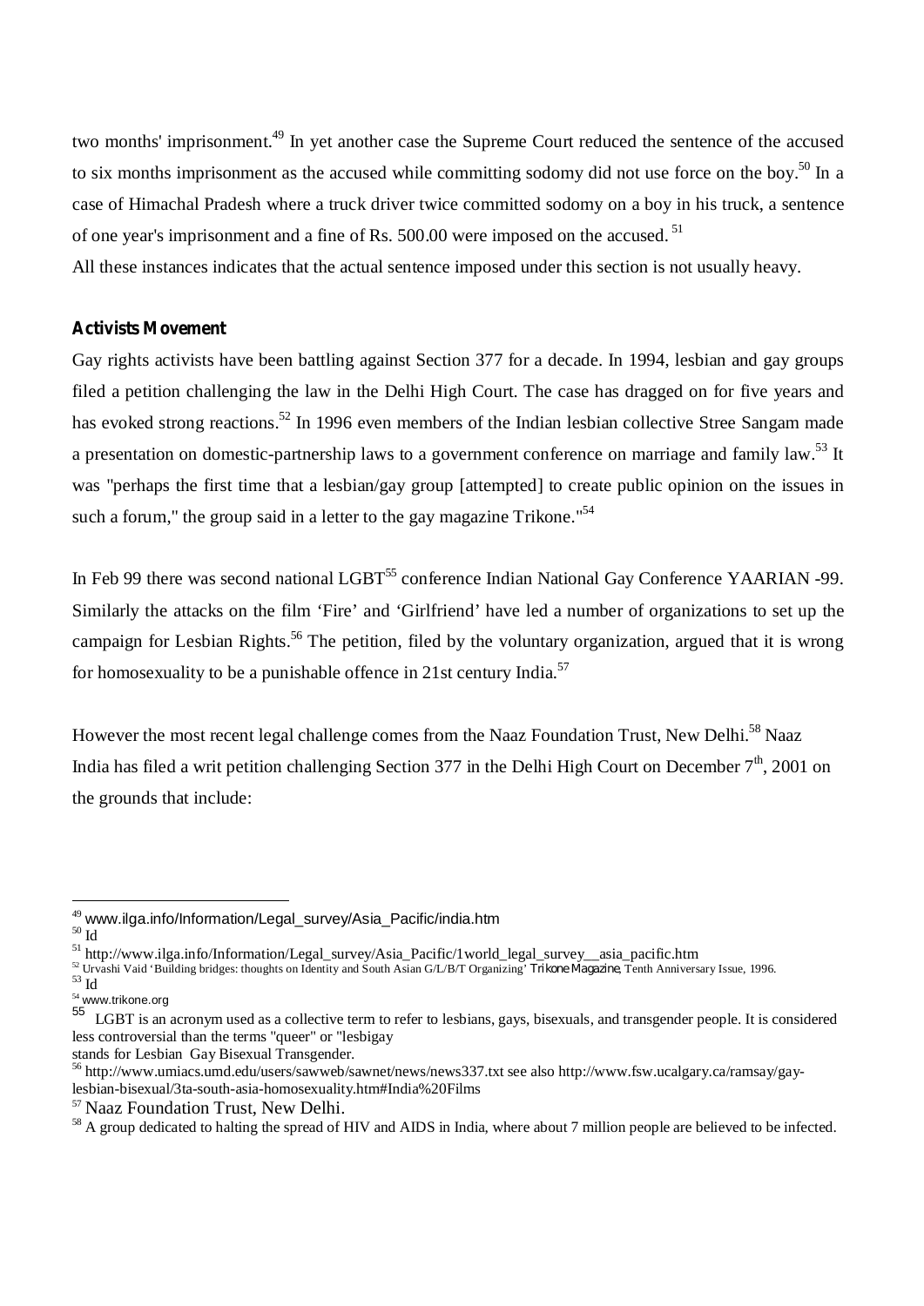two months' imprisonment.[49] In yet another case the Supreme Court reduced the sentence of the accused to six months imprisonment as the accused while committing sodomy did not use force on the boy.[50] In a case of Himachal Pradesh where a truck driver twice committed sodomy on a boy in his truck, a sentence of one year's imprisonment and a fine of Rs. 500.00 were imposed on the accused. [51]

All these instances indicates that the actual sentence imposed under this section is not usually heavy.

**Activists Movement**

Gay rights activists have been battling against Section 377 for a decade. In 1994, lesbian and gay groups filed a petition challenging the law in the Delhi High Court. The case has dragged on for five years and has evoked strong reactions.[52] In 1996 even members of the Indian lesbian collective Stree Sangam made a presentation on domestic-partnership laws to a government conference on marriage and family law.[53] It was "perhaps the first time that a lesbian/gay group [attempted] to create public opinion on the issues in such a forum," the group said in a letter to the gay magazine Trikone."[54]

In Feb 99 there was second national LGBT[55] conference Indian National Gay Conference YAARIAN -99. Similarly the attacks on the film 'Fire' and 'Girlfriend' have led a number of organizations to set up the campaign for Lesbian Rights.[56] The petition, filed by the voluntary organization, argued that it is wrong for homosexuality to be a punishable offence in 21st century India.[57]

However the most recent legal challenge comes from the Naaz Foundation Trust, New Delhi.[58] Naaz India has filed a writ petition challenging Section 377 in the Delhi High Court on December 7th, 2001 on the grounds that include:

---

[49] www.ilga.info/Information/Legal_survey/Asia_Pacific/india.htm

[50] Id

[51] http://www.ilga.info/Information/Legal_survey/Asia_Pacific/1world_legal_survey__asia_pacific.htm

[52] Urvashi Vaid 'Building bridges: thoughts on Identity and South Asian G/L/B/T Organizing' *Trikone Magazine*, Tenth Anniversary Issue, 1996.

[53] Id

[54] www.trikone.org

[55] LGBT is an acronym used as a collective term to refer to lesbians, gays, bisexuals, and transgender people. It is considered less controversial than the terms "queer" or "lesbigay stands for Lesbian Gay Bisexual Transgender.

[56] http://www.umiacs.umd.edu/users/sawweb/sawnet/news/news337.txt see also http://www.fsw.ucalgary.ca/ramsay/gay-lesbian-bisexual/3ta-south-asia-homosexuality.htm#India%20Films

[57] Naaz Foundation Trust, New Delhi.

[58] A group dedicated to halting the spread of HIV and AIDS in India, where about 7 million people are believed to be infected.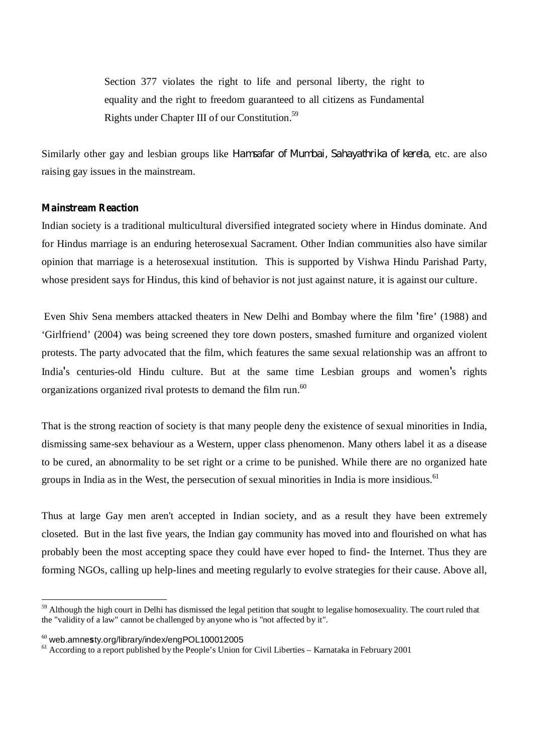Section 377 violates the right to life and personal liberty, the right to equality and the right to freedom guaranteed to all citizens as Fundamental Rights under Chapter III of our Constitution.[59]

Similarly other gay and lesbian groups like Hamsafar of Mumbai, Sahayathrika of kerela, etc. are also raising gay issues in the mainstream.

**Mainstream Reaction**

Indian society is a traditional multicultural diversified integrated society where in Hindus dominate. And for Hindus marriage is an enduring heterosexual Sacrament. Other Indian communities also have similar opinion that marriage is a heterosexual institution. This is supported by Vishwa Hindu Parishad Party, whose president says for Hindus, this kind of behavior is not just against nature, it is against our culture.

Even Shiv Sena members attacked theaters in New Delhi and Bombay where the film 'fire' (1988) and 'Girlfriend' (2004) was being screened they tore down posters, smashed furniture and organized violent protests. The party advocated that the film, which features the same sexual relationship was an affront to India's centuries-old Hindu culture. But at the same time Lesbian groups and women's rights organizations organized rival protests to demand the film run.[60]

That is the strong reaction of society is that many people deny the existence of sexual minorities in India, dismissing same-sex behaviour as a Western, upper class phenomenon. Many others label it as a disease to be cured, an abnormality to be set right or a crime to be punished. While there are no organized hate groups in India as in the West, the persecution of sexual minorities in India is more insidious.[61]

Thus at large Gay men aren't accepted in Indian society, and as a result they have been extremely closeted. But in the last five years, the Indian gay community has moved into and flourished on what has probably been the most accepting space they could have ever hoped to find- the Internet. Thus they are forming NGOs, calling up help-lines and meeting regularly to evolve strategies for their cause. Above all,

---

[59] Although the high court in Delhi has dismissed the legal petition that sought to legalise homosexuality. The court ruled that the "validity of a law" cannot be challenged by anyone who is "not affected by it".

[60] web.amnesty.org/library/index/engPOL100012005

[61] According to a report published by the People's Union for Civil Liberties – Karnataka in February 2001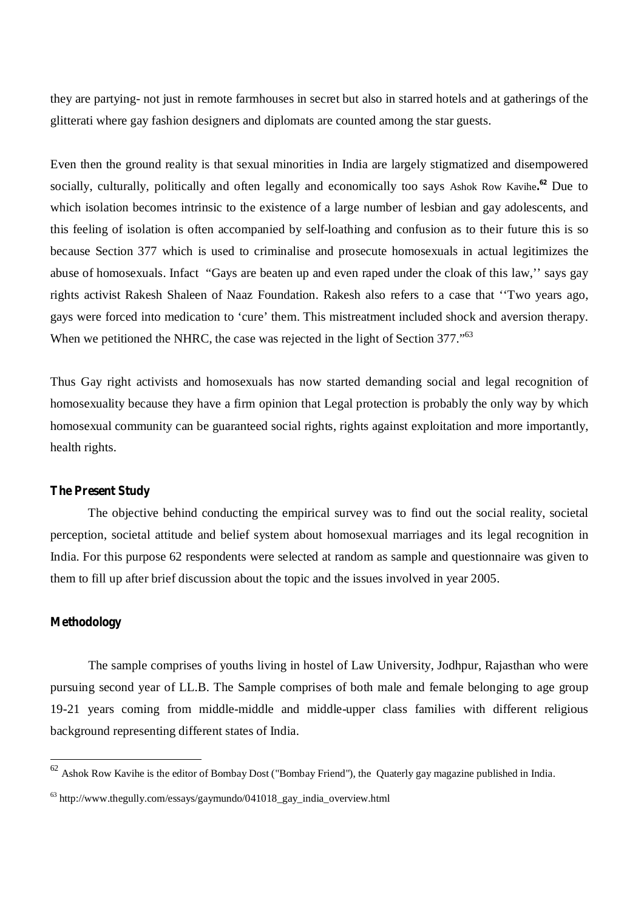they are partying- not just in remote farmhouses in secret but also in starred hotels and at gatherings of the glitterati where gay fashion designers and diplomats are counted among the star guests.

Even then the ground reality is that sexual minorities in India are largely stigmatized and disempowered socially, culturally, politically and often legally and economically too says Ashok Row Kavihe.[62] Due to which isolation becomes intrinsic to the existence of a large number of lesbian and gay adolescents, and this feeling of isolation is often accompanied by self-loathing and confusion as to their future this is so because Section 377 which is used to criminalise and prosecute homosexuals in actual legitimizes the abuse of homosexuals. Infact "Gays are beaten up and even raped under the cloak of this law,'' says gay rights activist Rakesh Shaleen of Naaz Foundation. Rakesh also refers to a case that ''Two years ago, gays were forced into medication to 'cure' them. This mistreatment included shock and aversion therapy. When we petitioned the NHRC, the case was rejected in the light of Section 377."[63]

Thus Gay right activists and homosexuals has now started demanding social and legal recognition of homosexuality because they have a firm opinion that Legal protection is probably the only way by which homosexual community can be guaranteed social rights, rights against exploitation and more importantly, health rights.

**The Present Study**

The objective behind conducting the empirical survey was to find out the social reality, societal perception, societal attitude and belief system about homosexual marriages and its legal recognition in India. For this purpose 62 respondents were selected at random as sample and questionnaire was given to them to fill up after brief discussion about the topic and the issues involved in year 2005.

**Methodology**

The sample comprises of youths living in hostel of Law University, Jodhpur, Rajasthan who were pursuing second year of LL.B. The Sample comprises of both male and female belonging to age group 19-21 years coming from middle-middle and middle-upper class families with different religious background representing different states of India.

---

[62] Ashok Row Kavihe is the editor of Bombay Dost ("Bombay Friend"), the Quaterly gay magazine published in India.

[63] http://www.thegully.com/essays/gaymundo/041018_gay_india_overview.html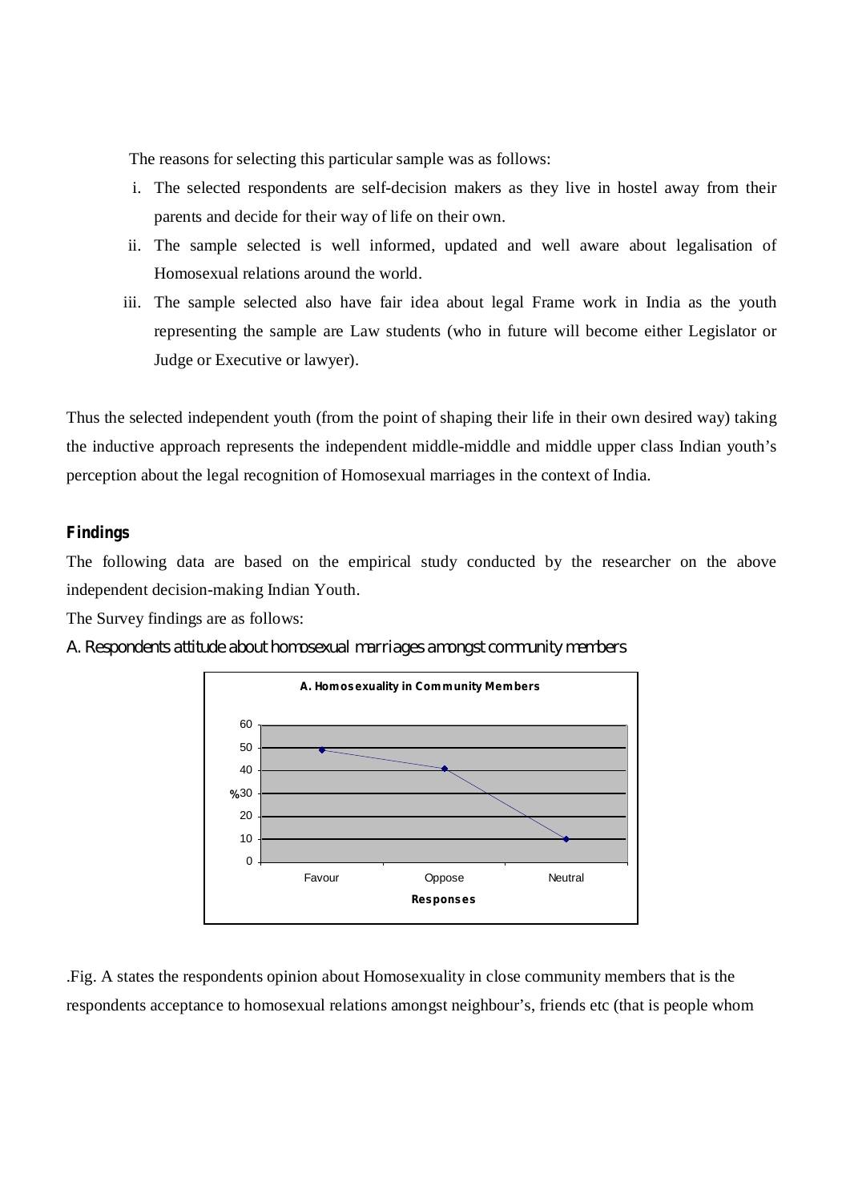The reasons for selecting this particular sample was as follows:

i. The selected respondents are self-decision makers as they live in hostel away from their parents and decide for their way of life on their own.
ii. The sample selected is well informed, updated and well aware about legalisation of Homosexual relations around the world.
iii. The sample selected also have fair idea about legal Frame work in India as the youth representing the sample are Law students (who in future will become either Legislator or Judge or Executive or lawyer).

Thus the selected independent youth (from the point of shaping their life in their own desired way) taking the inductive approach represents the independent middle-middle and middle upper class Indian youth's perception about the legal recognition of Homosexual marriages in the context of India.

**Findings**

The following data are based on the empirical study conducted by the researcher on the above independent decision-making Indian Youth.

The Survey findings are as follows:

A. Respondents attitude about homosexual marriages amongst community members

A. Homosexuality in Community Members

60
50
40
%30
20
10
0

Favour
Oppose
Neutral

Responses

.Fig. A states the respondents opinion about Homosexuality in close community members that is the respondents acceptance to homosexual relations amongst neighbour's, friends etc (that is people whom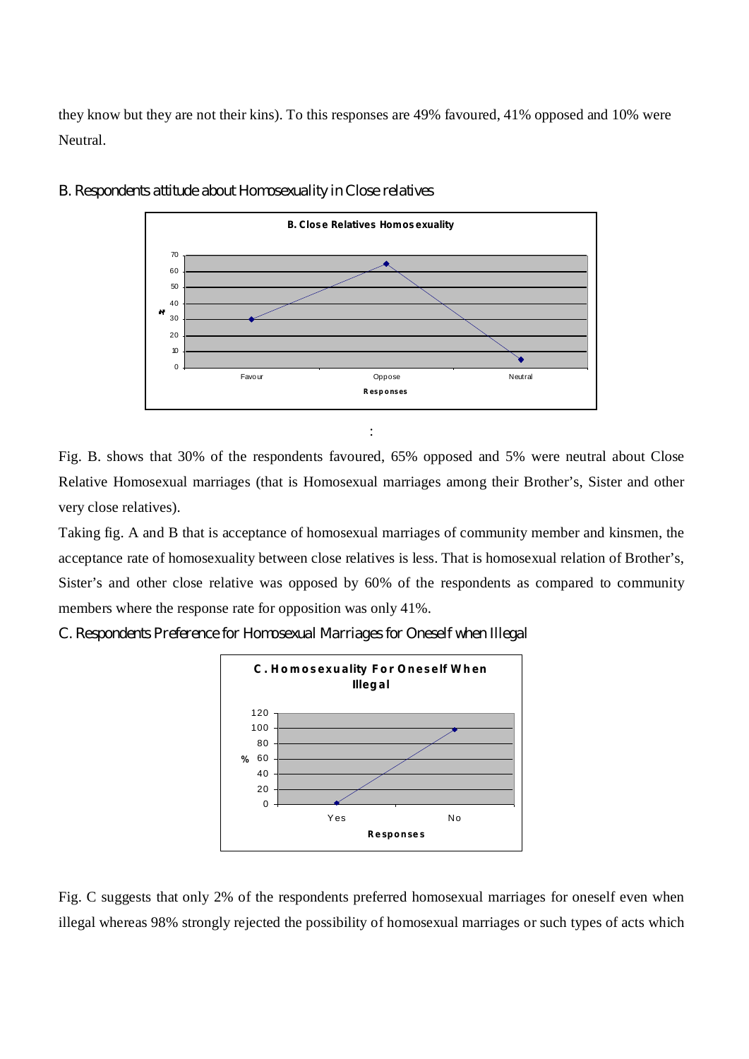they know but they are not their kins). To this responses are 49% favoured, 41% opposed and 10% were Neutral.

B. Respondents attitude about Homosexuality in Close relatives

B. Close Relatives Homosexuality

70
60
50
40
%
30
20
10
0

Favour
Oppose
Neutral

Responses

:

Fig. B. shows that 30% of the respondents favoured, 65% opposed and 5% were neutral about Close Relative Homosexual marriages (that is Homosexual marriages among their Brother's, Sister and other very close relatives).

Taking fig. A and B that is acceptance of homosexual marriages of community member and kinsmen, the acceptance rate of homosexuality between close relatives is less. That is homosexual relation of Brother's, Sister's and other close relative was opposed by 60% of the respondents as compared to community members where the response rate for opposition was only 41%.

C. Respondents Preference for Homosexual Marriages for Oneself when Illegal

C. Homosexuality For Oneself When Illegal

120
100
80
%
60
40
20
0

Yes
No

Responses

Fig. C suggests that only 2% of the respondents preferred homosexual marriages for oneself even when illegal whereas 98% strongly rejected the possibility of homosexual marriages or such types of acts which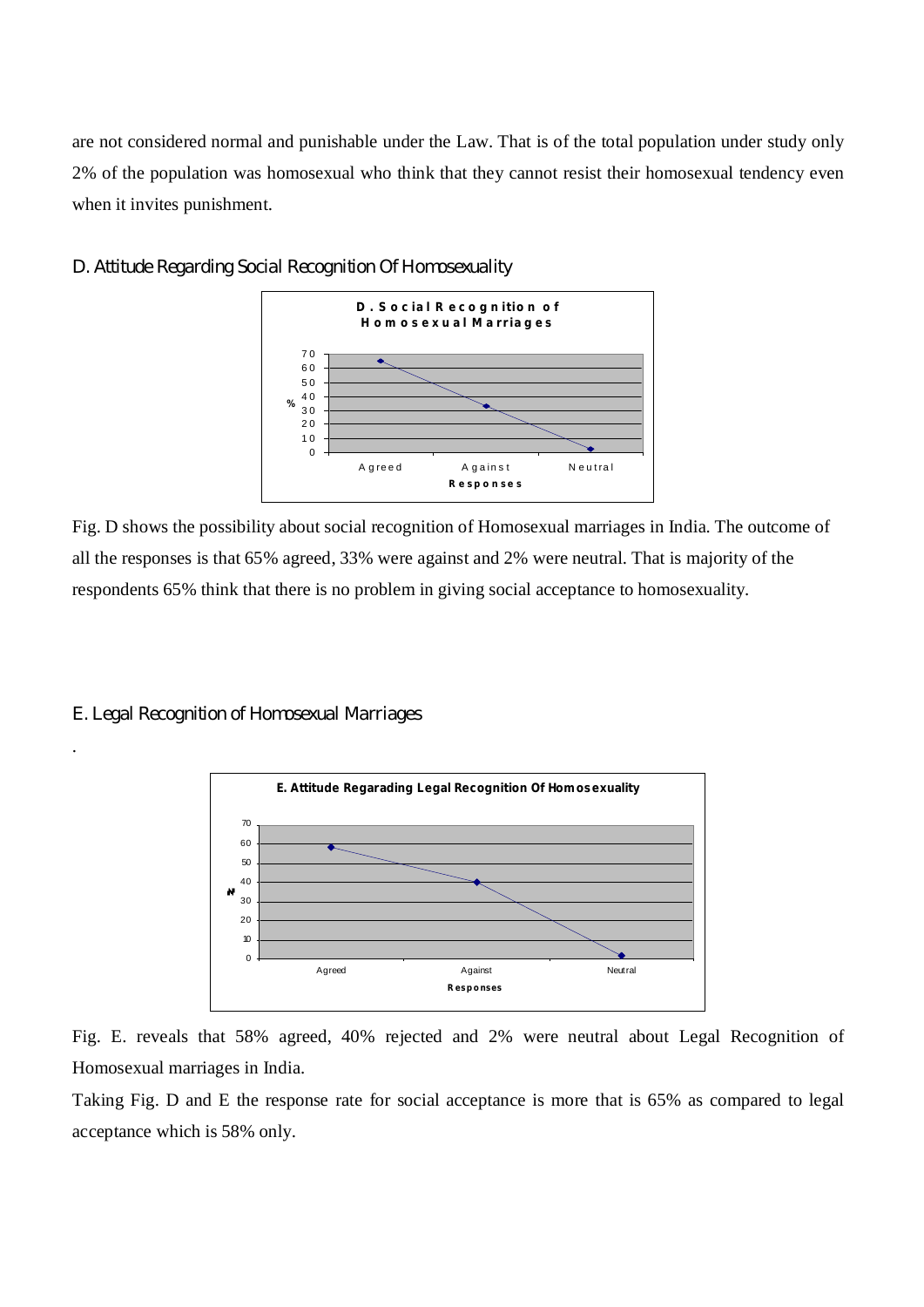are not considered normal and punishable under the Law. That is of the total population under study only 2% of the population was homosexual who think that they cannot resist their homosexual tendency even when it invites punishment.

D. Attitude Regarding Social Recognition Of Homosexuality

D. Social Recognition of Homosexual Marriages

70
60
50
40
%
30
20
10
0

Agreed
Against
Neutral

Responses

Fig. D shows the possibility about social recognition of Homosexual marriages in India. The outcome of all the responses is that 65% agreed, 33% were against and 2% were neutral. That is majority of the respondents 65% think that there is no problem in giving social acceptance to homosexuality.

E. Legal Recognition of Homosexual Marriages

.

E. Attitude Regarading Legal Recognition Of Homosexuality

70
60
50
40
%
30
20
10
0

Agreed
Against
Neutral

Responses

Fig. E. reveals that 58% agreed, 40% rejected and 2% were neutral about Legal Recognition of Homosexual marriages in India.

Taking Fig. D and E the response rate for social acceptance is more that is 65% as compared to legal acceptance which is 58% only.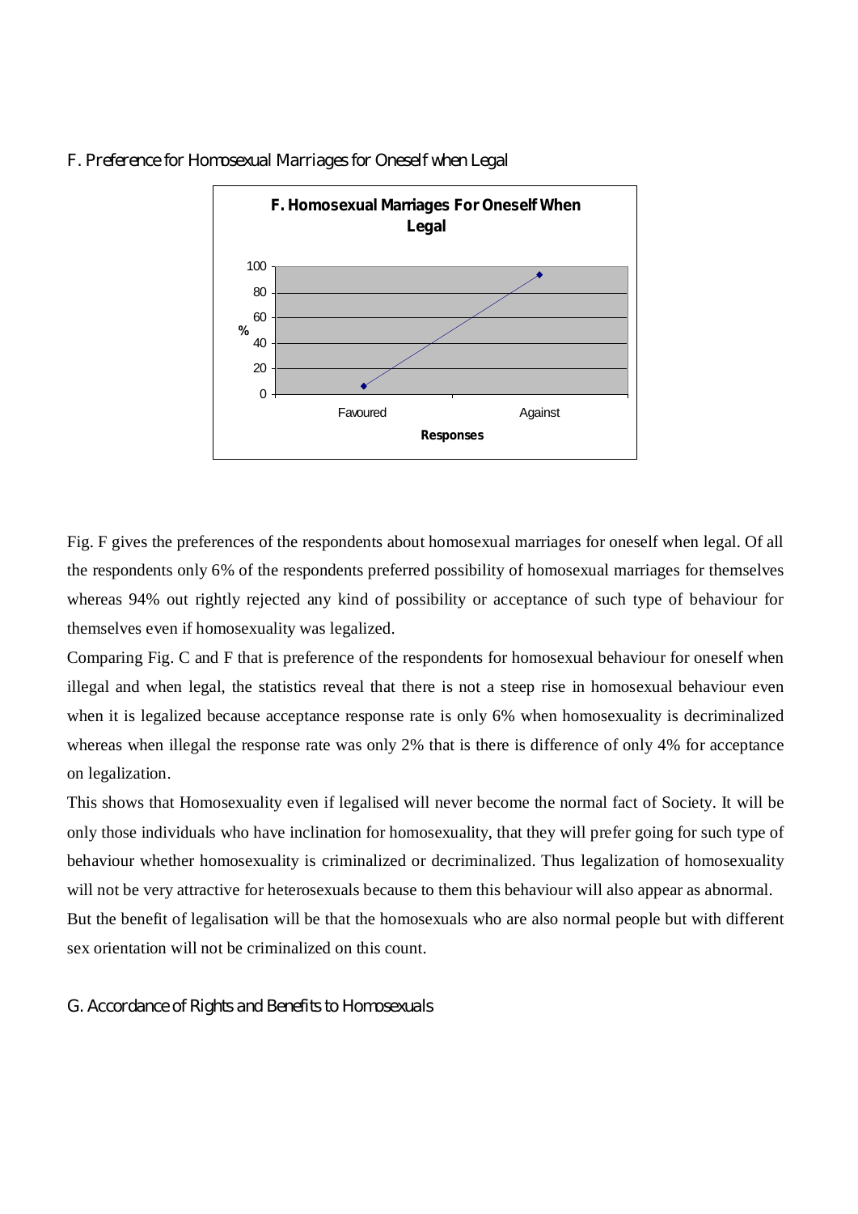F. Preference for Homosexual Marriages for Oneself when Legal

F. Homosexual Marriages For Oneself When Legal

100
80
60
%
40
20
0

Favoured
Against

Responses

Fig. F gives the preferences of the respondents about homosexual marriages for oneself when legal. Of all the respondents only 6% of the respondents preferred possibility of homosexual marriages for themselves whereas 94% out rightly rejected any kind of possibility or acceptance of such type of behaviour for themselves even if homosexuality was legalized.

Comparing Fig. C and F that is preference of the respondents for homosexual behaviour for oneself when illegal and when legal, the statistics reveal that there is not a steep rise in homosexual behaviour even when it is legalized because acceptance response rate is only 6% when homosexuality is decriminalized whereas when illegal the response rate was only 2% that is there is difference of only 4% for acceptance on legalization.

This shows that Homosexuality even if legalised will never become the normal fact of Society. It will be only those individuals who have inclination for homosexuality, that they will prefer going for such type of behaviour whether homosexuality is criminalized or decriminalized. Thus legalization of homosexuality will not be very attractive for heterosexuals because to them this behaviour will also appear as abnormal.

But the benefit of legalisation will be that the homosexuals who are also normal people but with different sex orientation will not be criminalized on this count.

G. Accordance of Rights and Benefits to Homosexuals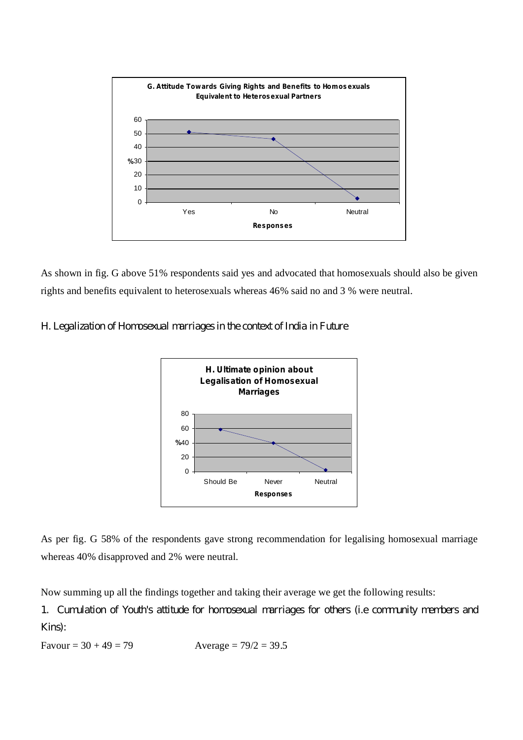G. Attitude Towards Giving Rights and Benefits to Homosexuals Equivalent to Heterosexual Partners

60
50
40
%30
20
10
0

Yes
No
Neutral

Responses

As shown in fig. G above 51% respondents said yes and advocated that homosexuals should also be given rights and benefits equivalent to heterosexuals whereas 46% said no and 3 % were neutral.

H. Legalization of Homosexual marriages in the context of India in Future

H. Ultimate opinion about Legalisation of Homosexual Marriages

80
60
%40
20
0

Should Be
Never
Neutral

Responses

As per fig. G 58% of the respondents gave strong recommendation for legalising homosexual marriage whereas 40% disapproved and 2% were neutral.

Now summing up all the findings together and taking their average we get the following results:

1. Cumulation of Youth's attitude for homosexual marriages for others (i.e community members and Kins):

Favour = 30 + 49 = 79 Average = 79/2 = 39.5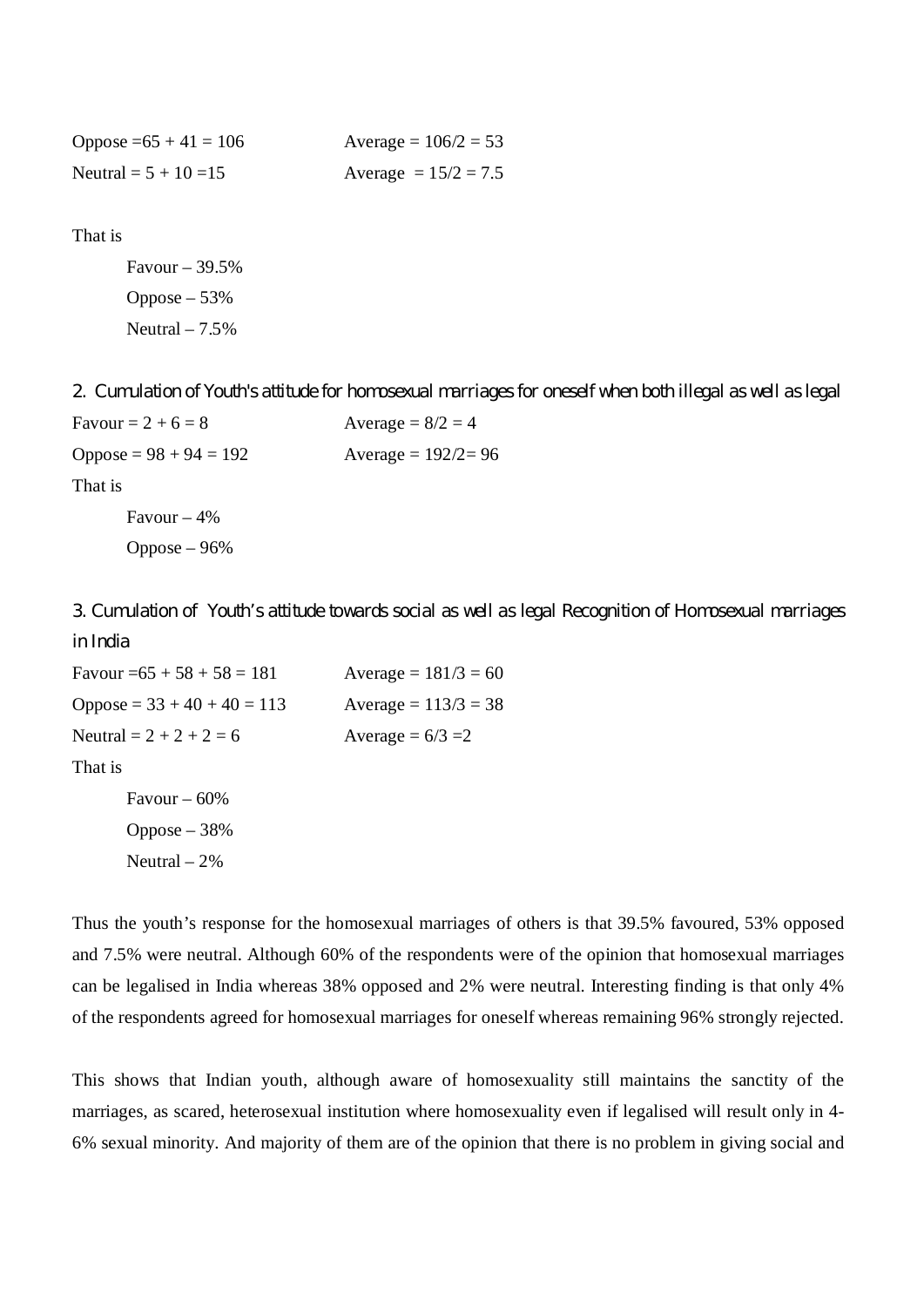Oppose =65 + 41 = 106　　　　　　Average = 106/2 = 53

Neutral = 5 + 10 =15　　　　　　Average = 15/2 = 7.5

That is

Favour – 39.5%

Oppose – 53%

Neutral – 7.5%

### 2. Cumulation of Youth's attitude for homosexual marriages for oneself when both illegal as well as legal

Favour = 2 + 6 = 8　　　　　　Average = 8/2 = 4

Oppose = 98 + 94 = 192　　　　　　Average = 192/2= 96

That is

Favour – 4%

Oppose – 96%

### 3. Cumulation of Youth’s attitude towards social as well as legal Recognition of Homosexual marriages in India

Favour =65 + 58 + 58 = 181　　　　　　Average = 181/3 = 60

Oppose = 33 + 40 + 40 = 113　　　　　　Average = 113/3 = 38

Neutral = 2 + 2 + 2 = 6　　　　　　Average = 6/3 =2

That is

Favour – 60%

Oppose – 38%

Neutral – 2%

Thus the youth’s response for the homosexual marriages of others is that 39.5% favoured, 53% opposed and 7.5% were neutral. Although 60% of the respondents were of the opinion that homosexual marriages can be legalised in India whereas 38% opposed and 2% were neutral. Interesting finding is that only 4% of the respondents agreed for homosexual marriages for oneself whereas remaining 96% strongly rejected.

This shows that Indian youth, although aware of homosexuality still maintains the sanctity of the marriages, as scared, heterosexual institution where homosexuality even if legalised will result only in 4-6% sexual minority. And majority of them are of the opinion that there is no problem in giving social and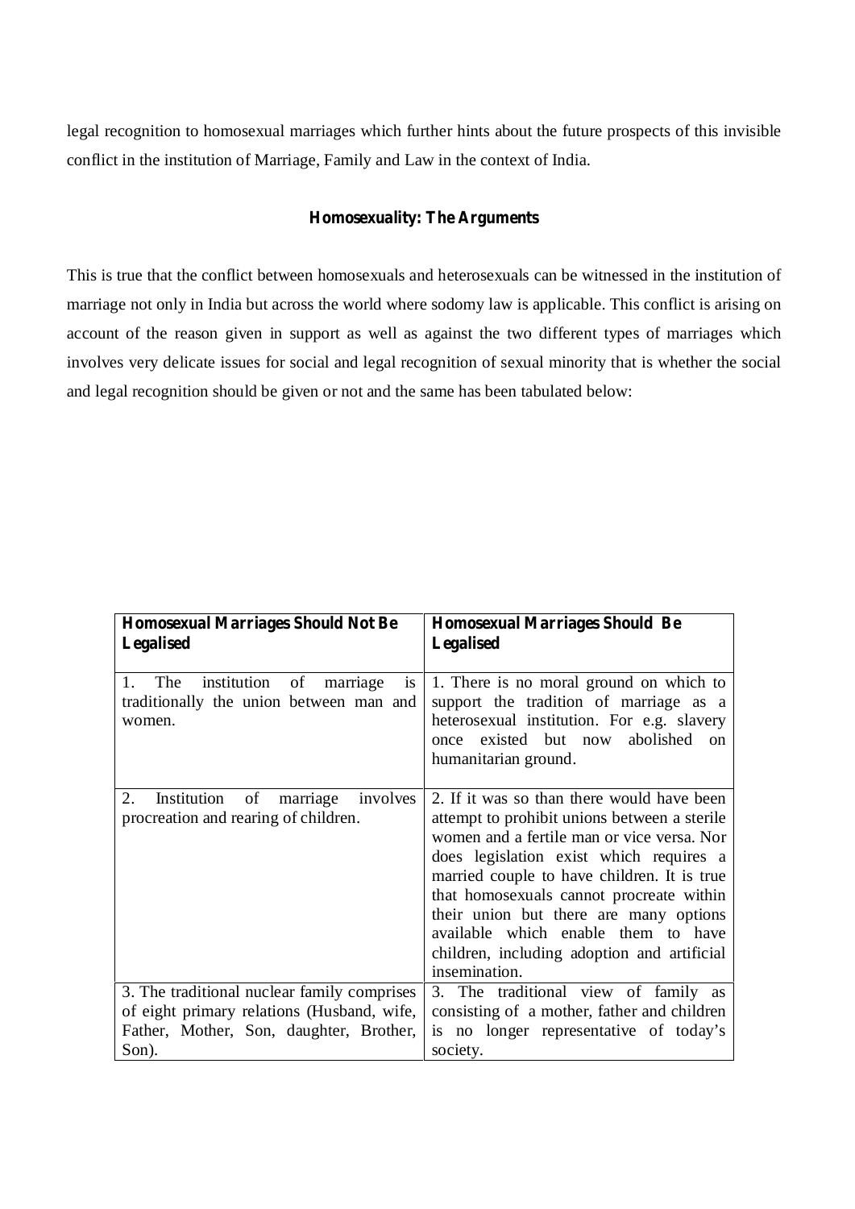legal recognition to homosexual marriages which further hints about the future prospects of this invisible conflict in the institution of Marriage, Family and Law in the context of India.

### Homosexuality: The Arguments

This is true that the conflict between homosexuals and heterosexuals can be witnessed in the institution of marriage not only in India but across the world where sodomy law is applicable. This conflict is arising on account of the reason given in support as well as against the two different types of marriages which involves very delicate issues for social and legal recognition of sexual minority that is whether the social and legal recognition should be given or not and the same has been tabulated below:

| **Homosexual Marriages Should Not Be Legalised** | **Homosexual Marriages Should Be Legalised** |
|---|---|
| 1. The institution of marriage is traditionally the union between man and women. | 1. There is no moral ground on which to support the tradition of marriage as a heterosexual institution. For e.g. slavery once existed but now abolished on humanitarian ground. |
| 2. Institution of marriage involves procreation and rearing of children. | 2. If it was so than there would have been attempt to prohibit unions between a sterile women and a fertile man or vice versa. Nor does legislation exist which requires a married couple to have children. It is true that homosexuals cannot procreate within their union but there are many options available which enable them to have children, including adoption and artificial insemination. |
| 3. The traditional nuclear family comprises of eight primary relations (Husband, wife, Father, Mother, Son, daughter, Brother, Son). | 3. The traditional view of family as consisting of a mother, father and children is no longer representative of today's society. |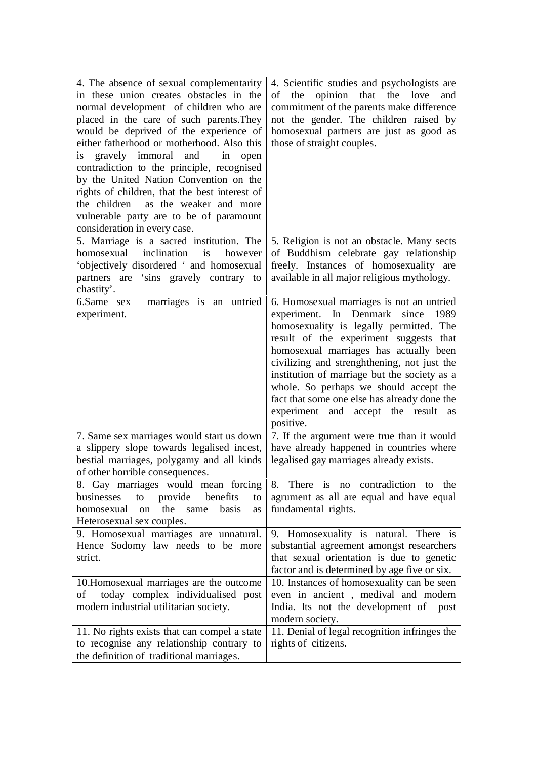| | |
|---|---|
| 4. The absence of sexual complementarity in these union creates obstacles in the normal development of children who are placed in the care of such parents.They would be deprived of the experience of either fatherhood or motherhood. Also this is gravely immoral and in open contradiction to the principle, recognised by the United Nation Convention on the rights of children, that the best interest of the children as the weaker and more vulnerable party are to be of paramount consideration in every case. | 4. Scientific studies and psychologists are of the opinion that the love and commitment of the parents make difference not the gender. The children raised by homosexual partners are just as good as those of straight couples. |
| 5. Marriage is a sacred institution. The homosexual inclination is however 'objectively disordered ' and homosexual partners are 'sins gravely contrary to chastity'. | 5. Religion is not an obstacle. Many sects of Buddhism celebrate gay relationship freely. Instances of homosexuality are available in all major religious mythology. |
| 6.Same sex marriages is an untried experiment. | 6. Homosexual marriages is not an untried experiment. In Denmark since 1989 homosexuality is legally permitted. The result of the experiment suggests that homosexual marriages has actually been civilizing and strenghthening, not just the institution of marriage but the society as a whole. So perhaps we should accept the fact that some one else has already done the experiment and accept the result as positive. |
| 7. Same sex marriages would start us down a slippery slope towards legalised incest, bestial marriages, polygamy and all kinds of other horrible consequences. | 7. If the argument were true than it would have already happened in countries where legalised gay marriages already exists. |
| 8. Gay marriages would mean forcing businesses to provide benefits to homosexual on the same basis as Heterosexual sex couples. | 8. There is no contradiction to the agrument as all are equal and have equal fundamental rights. |
| 9. Homosexual marriages are unnatural. Hence Sodomy law needs to be more strict. | 9. Homosexuality is natural. There is substantial agreement amongst researchers that sexual orientation is due to genetic factor and is determined by age five or six. |
| 10.Homosexual marriages are the outcome of today complex individualised post modern industrial utilitarian society. | 10. Instances of homosexuality can be seen even in ancient , medival and modern India. Its not the development of post modern society. |
| 11. No rights exists that can compel a state to recognise any relationship contrary to the definition of traditional marriages. | 11. Denial of legal recognition infringes the rights of citizens. |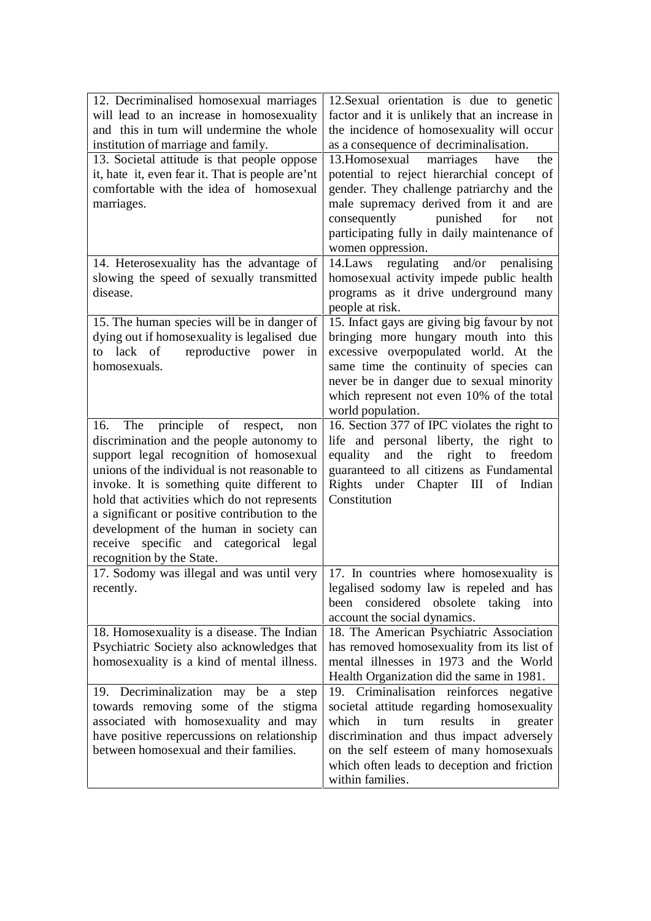| | |
|---|---|
| 12. Decriminalised homosexual marriages will lead to an increase in homosexuality and this in turn will undermine the whole institution of marriage and family. | 12.Sexual orientation is due to genetic factor and it is unlikely that an increase in the incidence of homosexuality will occur as a consequence of decriminalisation. |
| 13. Societal attitude is that people oppose it, hate it, even fear it. That is people are'nt comfortable with the idea of homosexual marriages. | 13.Homosexual marriages have the potential to reject hierarchial concept of gender. They challenge patriarchy and the male supremacy derived from it and are consequently punished for not participating fully in daily maintenance of women oppression. |
| 14. Heterosexuality has the advantage of slowing the speed of sexually transmitted disease. | 14.Laws regulating and/or penalising homosexual activity impede public health programs as it drive underground many people at risk. |
| 15. The human species will be in danger of dying out if homosexuality is legalised due to lack of reproductive power in homosexuals. | 15. Infact gays are giving big favour by not bringing more hungary mouth into this excessive overpopulated world. At the same time the continuity of species can never be in danger due to sexual minority which represent not even 10% of the total world population. |
| 16. The principle of respect, non discrimination and the people autonomy to support legal recognition of homosexual unions of the individual is not reasonable to invoke. It is something quite different to hold that activities which do not represents a significant or positive contribution to the development of the human in society can receive specific and categorical legal recognition by the State. | 16. Section 377 of IPC violates the right to life and personal liberty, the right to equality and the right to freedom guaranteed to all citizens as Fundamental Rights under Chapter III of Indian Constitution |
| 17. Sodomy was illegal and was until very recently. | 17. In countries where homosexuality is legalised sodomy law is repeled and has been considered obsolete taking into account the social dynamics. |
| 18. Homosexuality is a disease. The Indian Psychiatric Society also acknowledges that homosexuality is a kind of mental illness. | 18. The American Psychiatric Association has removed homosexuality from its list of mental illnesses in 1973 and the World Health Organization did the same in 1981. |
| 19. Decriminalization may be a step towards removing some of the stigma associated with homosexuality and may have positive repercussions on relationship between homosexual and their families. | 19. Criminalisation reinforces negative societal attitude regarding homosexuality which in turn results in greater discrimination and thus impact adversely on the self esteem of many homosexuals which often leads to deception and friction within families. |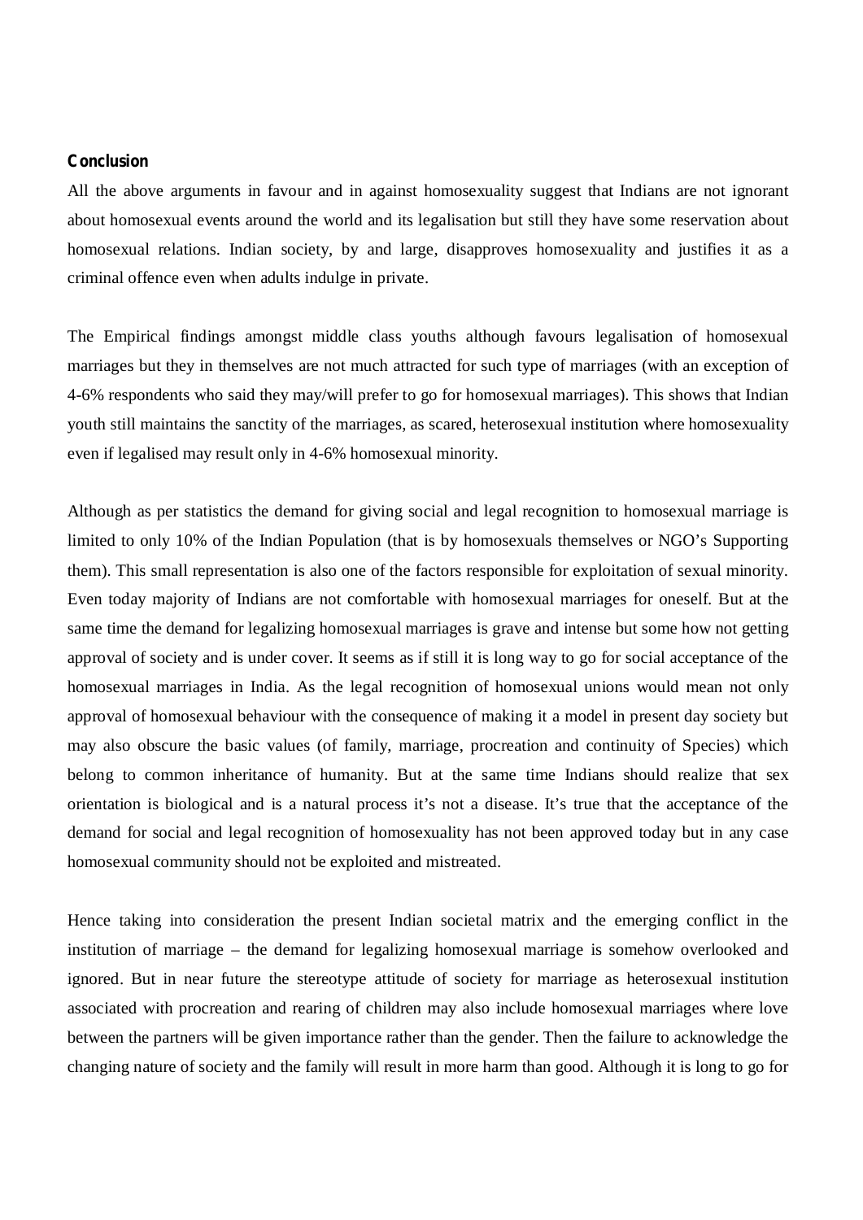**Conclusion**

All the above arguments in favour and in against homosexuality suggest that Indians are not ignorant about homosexual events around the world and its legalisation but still they have some reservation about homosexual relations. Indian society, by and large, disapproves homosexuality and justifies it as a criminal offence even when adults indulge in private.

The Empirical findings amongst middle class youths although favours legalisation of homosexual marriages but they in themselves are not much attracted for such type of marriages (with an exception of 4-6% respondents who said they may/will prefer to go for homosexual marriages). This shows that Indian youth still maintains the sanctity of the marriages, as scared, heterosexual institution where homosexuality even if legalised may result only in 4-6% homosexual minority.

Although as per statistics the demand for giving social and legal recognition to homosexual marriage is limited to only 10% of the Indian Population (that is by homosexuals themselves or NGO's Supporting them). This small representation is also one of the factors responsible for exploitation of sexual minority. Even today majority of Indians are not comfortable with homosexual marriages for oneself. But at the same time the demand for legalizing homosexual marriages is grave and intense but some how not getting approval of society and is under cover. It seems as if still it is long way to go for social acceptance of the homosexual marriages in India. As the legal recognition of homosexual unions would mean not only approval of homosexual behaviour with the consequence of making it a model in present day society but may also obscure the basic values (of family, marriage, procreation and continuity of Species) which belong to common inheritance of humanity. But at the same time Indians should realize that sex orientation is biological and is a natural process it's not a disease. It's true that the acceptance of the demand for social and legal recognition of homosexuality has not been approved today but in any case homosexual community should not be exploited and mistreated.

Hence taking into consideration the present Indian societal matrix and the emerging conflict in the institution of marriage – the demand for legalizing homosexual marriage is somehow overlooked and ignored. But in near future the stereotype attitude of society for marriage as heterosexual institution associated with procreation and rearing of children may also include homosexual marriages where love between the partners will be given importance rather than the gender. Then the failure to acknowledge the changing nature of society and the family will result in more harm than good. Although it is long to go for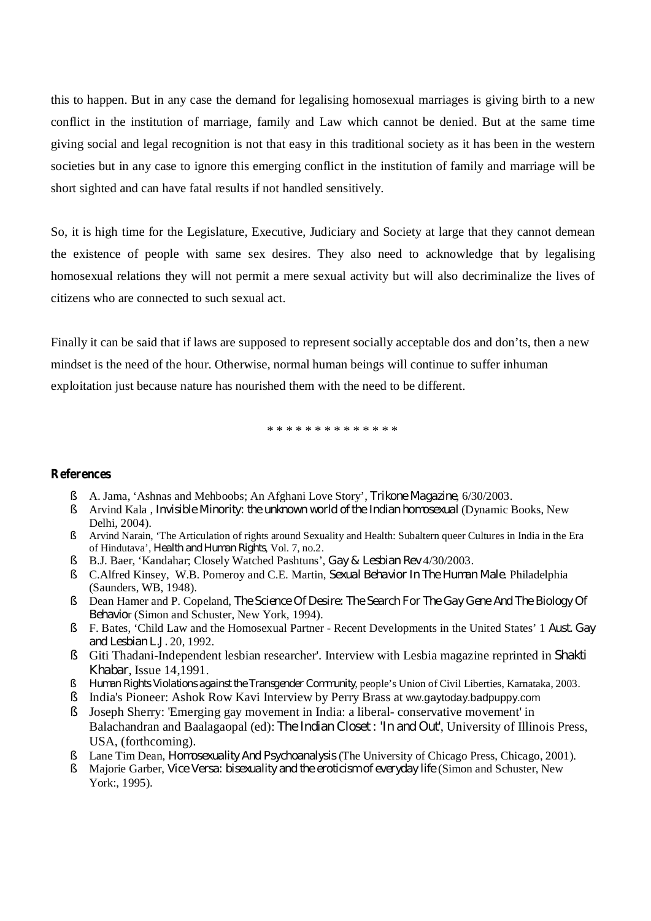this to happen. But in any case the demand for legalising homosexual marriages is giving birth to a new conflict in the institution of marriage, family and Law which cannot be denied. But at the same time giving social and legal recognition is not that easy in this traditional society as it has been in the western societies but in any case to ignore this emerging conflict in the institution of family and marriage will be short sighted and can have fatal results if not handled sensitively.

So, it is high time for the Legislature, Executive, Judiciary and Society at large that they cannot demean the existence of people with same sex desires. They also need to acknowledge that by legalising homosexual relations they will not permit a mere sexual activity but will also decriminalize the lives of citizens who are connected to such sexual act.

Finally it can be said that if laws are supposed to represent socially acceptable dos and don'ts, then a new mindset is the need of the hour. Otherwise, normal human beings will continue to suffer inhuman exploitation just because nature has nourished them with the need to be different.

* * * * * * * * * * * * * *

**References**

- A. Jama, 'Ashnas and Mehboobs; An Afghani Love Story', *Trikone Magazine*, 6/30/2003.
- Arvind Kala , *Invisible Minority: the unknown world of the Indian homosexual* (Dynamic Books, New Delhi, 2004).
- Arvind Narain, 'The Articulation of rights around Sexuality and Health: Subaltern queer Cultures in India in the Era of Hindutava', *Health and Human Rights*, Vol. 7, no.2.
- B.J. Baer, 'Kandahar; Closely Watched Pashtuns', *Gay & Lesbian Rev* 4/30/2003.
- C.Alfred Kinsey, W.B. Pomeroy and C.E. Martin, *Sexual Behavior In The Human Male*. Philadelphia (Saunders, WB, 1948).
- Dean Hamer and P. Copeland, *The Science Of Desire: The Search For The Gay Gene And The Biology Of Behavior* (Simon and Schuster, New York, 1994).
- F. Bates, 'Child Law and the Homosexual Partner - Recent Developments in the United States' 1 *Aust. Gay and Lesbian L.J.* 20, 1992.
- Giti Thadani-Independent lesbian researcher'. Interview with Lesbia magazine reprinted in *Shakti Khabar*, Issue 14,1991.
- *Human Rights Violations against the Transgender Community*, people's Union of Civil Liberties, Karnataka, 2003.
- India's Pioneer: Ashok Row Kavi Interview by Perry Brass at ww.gaytoday.badpuppy.com
- Joseph Sherry: 'Emerging gay movement in India: a liberal- conservative movement' in Balachandran and Baalagaopal (ed): *The Indian Closet : 'In and Out'*, University of Illinois Press, USA, (forthcoming).
- Lane Tim Dean, *Homosexuality And Psychoanalysis* (The University of Chicago Press, Chicago, 2001).
- Majorie Garber, *Vice Versa: bisexuality and the eroticism of everyday life* (Simon and Schuster, New York:, 1995).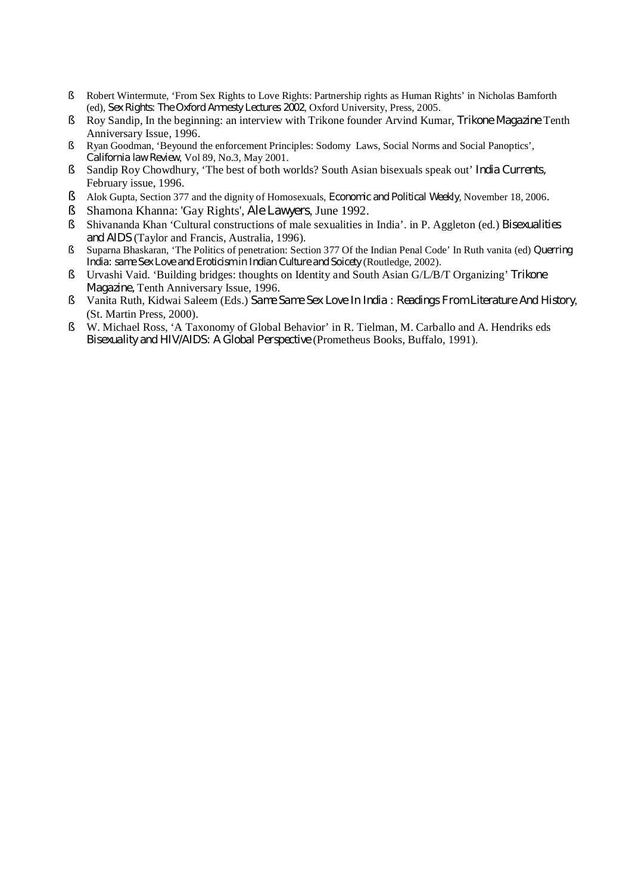- Robert Wintermute, 'From Sex Rights to Love Rights: Partnership rights as Human Rights' in Nicholas Bamforth (ed), *Sex Rights: The Oxford Amnesty Lectures 2002*, Oxford University, Press, 2005.
- Roy Sandip, In the beginning: an interview with Trikone founder Arvind Kumar, *Trikone Magazine* Tenth Anniversary Issue, 1996.
- Ryan Goodman, 'Beyound the enforcement Principles: Sodomy Laws, Social Norms and Social Panoptics', *California law Review*, Vol 89, No.3, May 2001.
- Sandip Roy Chowdhury, 'The best of both worlds? South Asian bisexuals speak out' *India Currents*, February issue, 1996.
- Alok Gupta, Section 377 and the dignity of Homosexuals, *Economic and Political Weekly*, November 18, 2006.
- Shamona Khanna: 'Gay Rights', *Ale Lawyers*, June 1992.
- Shivananda Khan 'Cultural constructions of male sexualities in India'. in P. Aggleton (ed.) *Bisexualities and AIDS* (Taylor and Francis, Australia, 1996).
- Suparna Bhaskaran, 'The Politics of penetration: Section 377 Of the Indian Penal Code' In Ruth vanita (ed) *Querring India: same Sex Love and Eroticism in Indian Culture and Soicety* (Routledge, 2002).
- Urvashi Vaid. 'Building bridges: thoughts on Identity and South Asian G/L/B/T Organizing' *Trikone Magazine*, Tenth Anniversary Issue, 1996.
- Vanita Ruth, Kidwai Saleem (Eds.) *Same Same Sex Love In India : Readings From Literature And History*, (St. Martin Press, 2000).
- W. Michael Ross, 'A Taxonomy of Global Behavior' in R. Tielman, M. Carballo and A. Hendriks eds *Bisexuality and HIV/AIDS: A Global Perspective* (Prometheus Books, Buffalo, 1991).